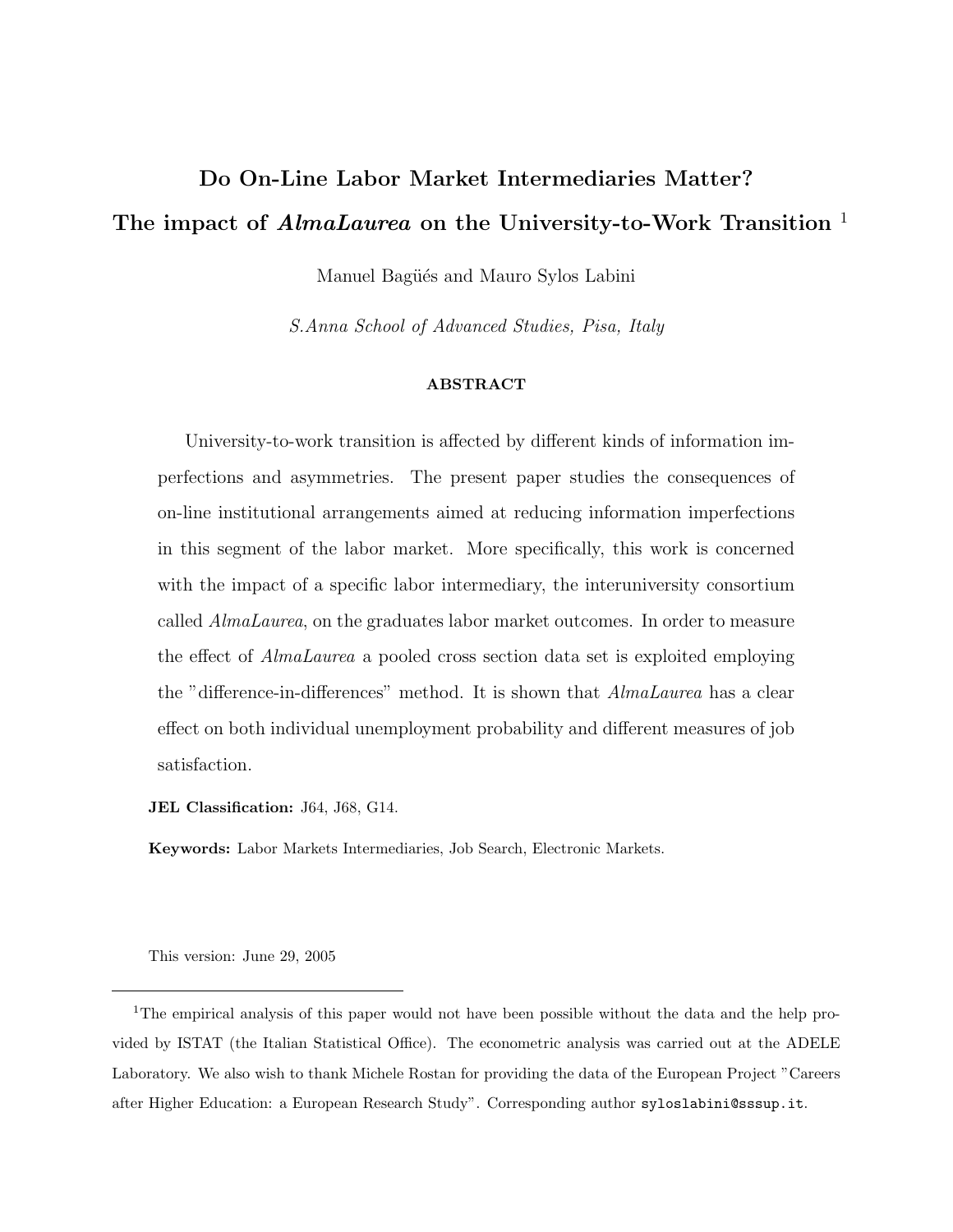# Do On-Line Labor Market Intermediaries Matter?

# The impact of *AlmaLaurea* on the University-to-Work Transition [1]

Manuel Bagüés and Mauro Sylos Labini

*S.Anna School of Advanced Studies, Pisa, Italy*

**ABSTRACT**

University-to-work transition is affected by different kinds of information imperfections and asymmetries. The present paper studies the consequences of on-line institutional arrangements aimed at reducing information imperfections in this segment of the labor market. More specifically, this work is concerned with the impact of a specific labor intermediary, the interuniversity consortium called *AlmaLaurea*, on the graduates labor market outcomes. In order to measure the effect of *AlmaLaurea* a pooled cross section data set is exploited employing the "difference-in-differences" method. It is shown that *AlmaLaurea* has a clear effect on both individual unemployment probability and different measures of job satisfaction.

**JEL Classification:** J64, J68, G14.

**Keywords:** Labor Markets Intermediaries, Job Search, Electronic Markets.

This version: June 29, 2005

[1] The empirical analysis of this paper would not have been possible without the data and the help provided by ISTAT (the Italian Statistical Office). The econometric analysis was carried out at the ADELE Laboratory. We also wish to thank Michele Rostan for providing the data of the European Project "Careers after Higher Education: a European Research Study". Corresponding author `syloslabini@sssup.it`.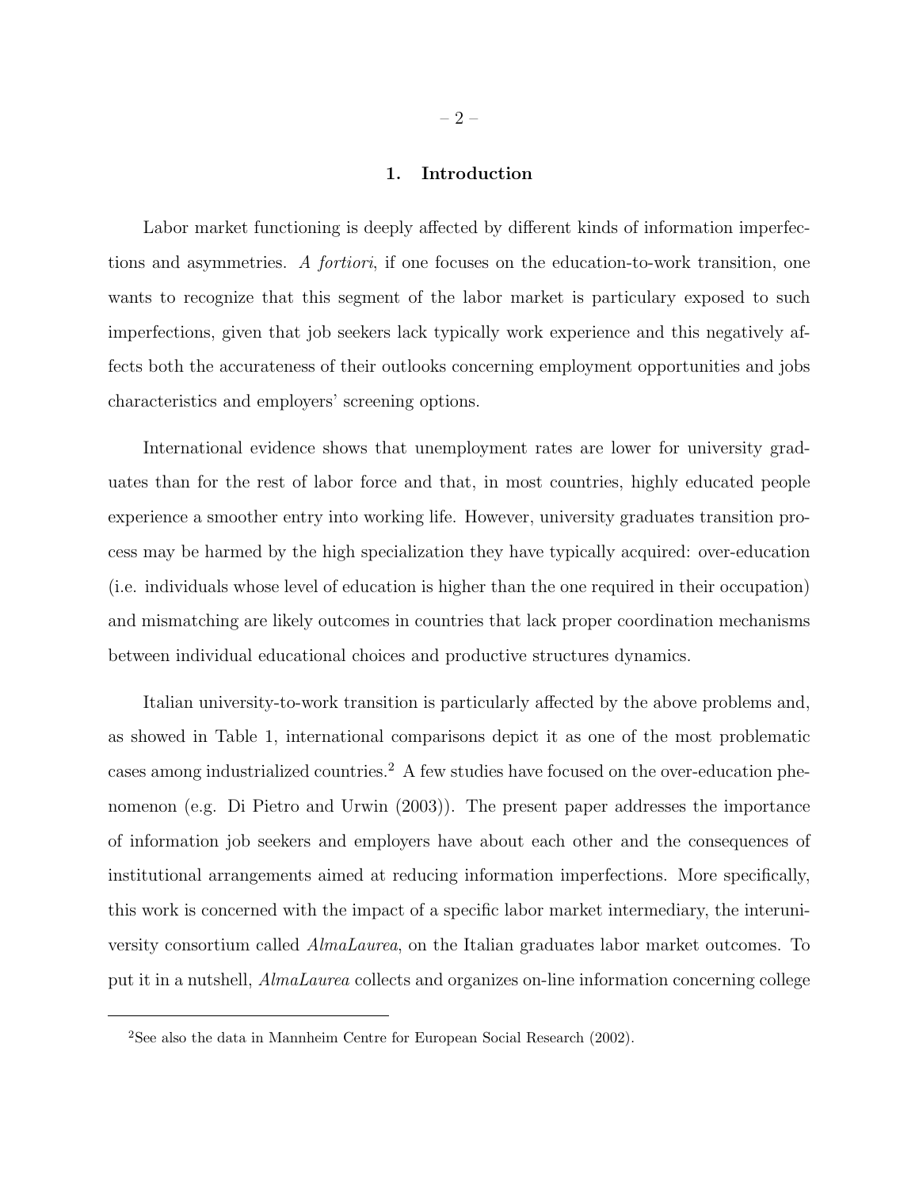## 1. Introduction

Labor market functioning is deeply affected by different kinds of information imperfections and asymmetries. *A fortiori*, if one focuses on the education-to-work transition, one wants to recognize that this segment of the labor market is particulary exposed to such imperfections, given that job seekers lack typically work experience and this negatively affects both the accurateness of their outlooks concerning employment opportunities and jobs characteristics and employers' screening options.

International evidence shows that unemployment rates are lower for university graduates than for the rest of labor force and that, in most countries, highly educated people experience a smoother entry into working life. However, university graduates transition process may be harmed by the high specialization they have typically acquired: over-education (i.e. individuals whose level of education is higher than the one required in their occupation) and mismatching are likely outcomes in countries that lack proper coordination mechanisms between individual educational choices and productive structures dynamics.

Italian university-to-work transition is particularly affected by the above problems and, as showed in Table 1, international comparisons depict it as one of the most problematic cases among industrialized countries.[2] A few studies have focused on the over-education phenomenon (e.g. Di Pietro and Urwin (2003)). The present paper addresses the importance of information job seekers and employers have about each other and the consequences of institutional arrangements aimed at reducing information imperfections. More specifically, this work is concerned with the impact of a specific labor market intermediary, the interuniversity consortium called *AlmaLaurea*, on the Italian graduates labor market outcomes. To put it in a nutshell, *AlmaLaurea* collects and organizes on-line information concerning college

[2] See also the data in Mannheim Centre for European Social Research (2002).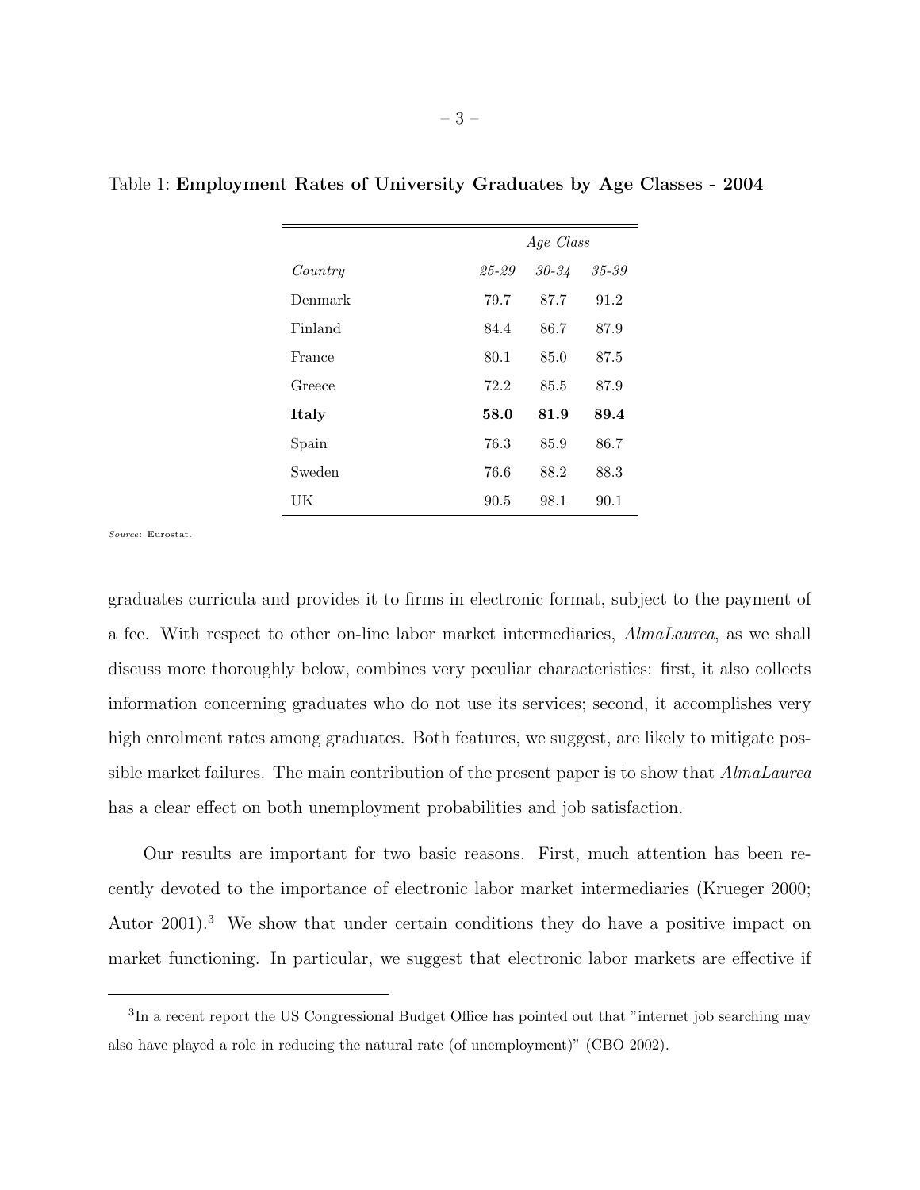Table 1: **Employment Rates of University Graduates by Age Classes - 2004**

| | *Age Class* | | |
|---|---|---|---|
| *Country* | *25-29* | *30-34* | *35-39* |
| Denmark | 79.7 | 87.7 | 91.2 |
| Finland | 84.4 | 86.7 | 87.9 |
| France | 80.1 | 85.0 | 87.5 |
| Greece | 72.2 | 85.5 | 87.9 |
| **Italy** | **58.0** | **81.9** | **89.4** |
| Spain | 76.3 | 85.9 | 86.7 |
| Sweden | 76.6 | 88.2 | 88.3 |
| UK | 90.5 | 98.1 | 90.1 |

*Source*: Eurostat.

graduates curricula and provides it to firms in electronic format, subject to the payment of a fee. With respect to other on-line labor market intermediaries, *AlmaLaurea*, as we shall discuss more thoroughly below, combines very peculiar characteristics: first, it also collects information concerning graduates who do not use its services; second, it accomplishes very high enrolment rates among graduates. Both features, we suggest, are likely to mitigate possible market failures. The main contribution of the present paper is to show that *AlmaLaurea* has a clear effect on both unemployment probabilities and job satisfaction.

Our results are important for two basic reasons. First, much attention has been recently devoted to the importance of electronic labor market intermediaries (Krueger 2000; Autor 2001).[3] We show that under certain conditions they do have a positive impact on market functioning. In particular, we suggest that electronic labor markets are effective if

[3] In a recent report the US Congressional Budget Office has pointed out that "internet job searching may also have played a role in reducing the natural rate (of unemployment)" (CBO 2002).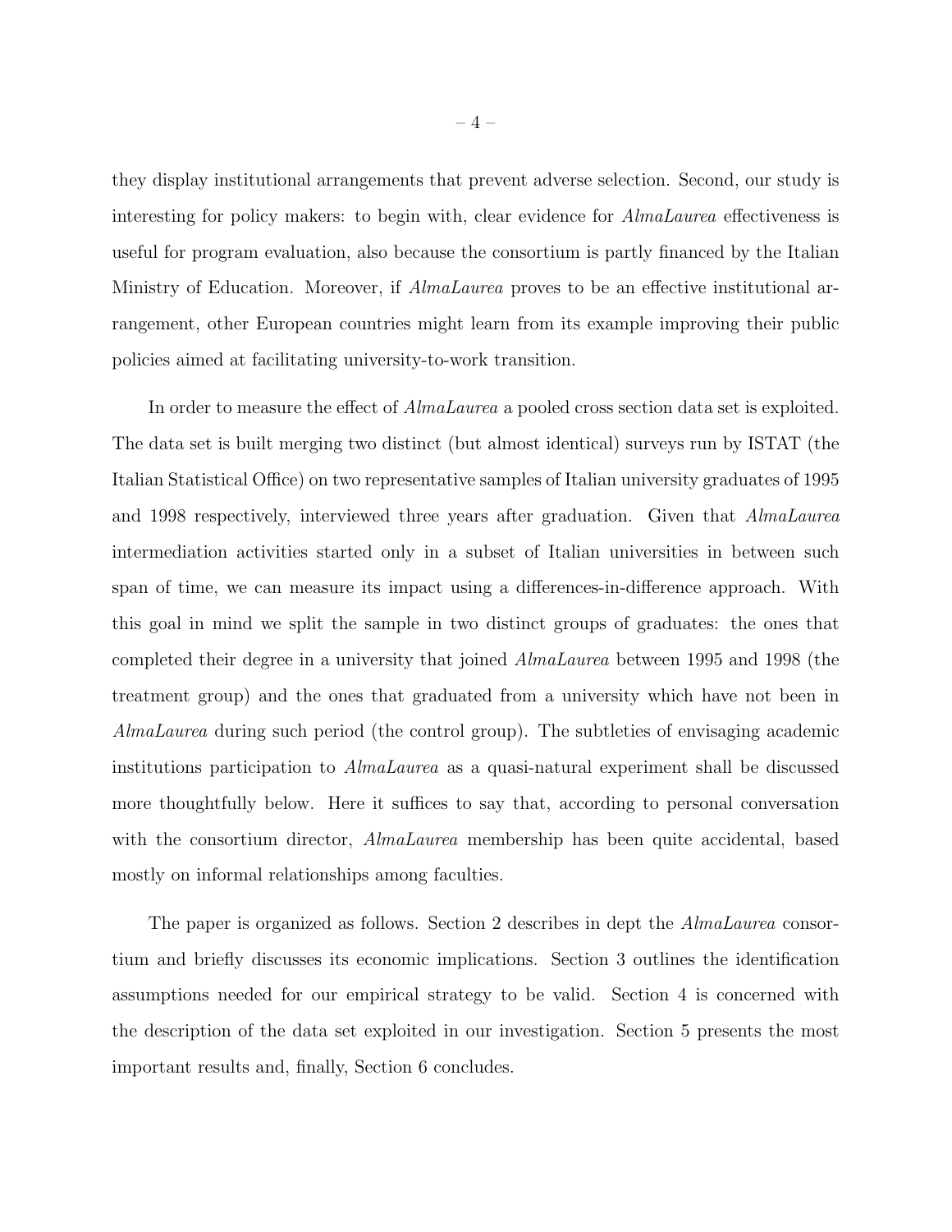they display institutional arrangements that prevent adverse selection. Second, our study is interesting for policy makers: to begin with, clear evidence for *AlmaLaurea* effectiveness is useful for program evaluation, also because the consortium is partly financed by the Italian Ministry of Education. Moreover, if *AlmaLaurea* proves to be an effective institutional arrangement, other European countries might learn from its example improving their public policies aimed at facilitating university-to-work transition.

In order to measure the effect of *AlmaLaurea* a pooled cross section data set is exploited. The data set is built merging two distinct (but almost identical) surveys run by ISTAT (the Italian Statistical Office) on two representative samples of Italian university graduates of 1995 and 1998 respectively, interviewed three years after graduation. Given that *AlmaLaurea* intermediation activities started only in a subset of Italian universities in between such span of time, we can measure its impact using a differences-in-difference approach. With this goal in mind we split the sample in two distinct groups of graduates: the ones that completed their degree in a university that joined *AlmaLaurea* between 1995 and 1998 (the treatment group) and the ones that graduated from a university which have not been in *AlmaLaurea* during such period (the control group). The subtleties of envisaging academic institutions participation to *AlmaLaurea* as a quasi-natural experiment shall be discussed more thoughtfully below. Here it suffices to say that, according to personal conversation with the consortium director, *AlmaLaurea* membership has been quite accidental, based mostly on informal relationships among faculties.

The paper is organized as follows. Section 2 describes in dept the *AlmaLaurea* consortium and briefly discusses its economic implications. Section 3 outlines the identification assumptions needed for our empirical strategy to be valid. Section 4 is concerned with the description of the data set exploited in our investigation. Section 5 presents the most important results and, finally, Section 6 concludes.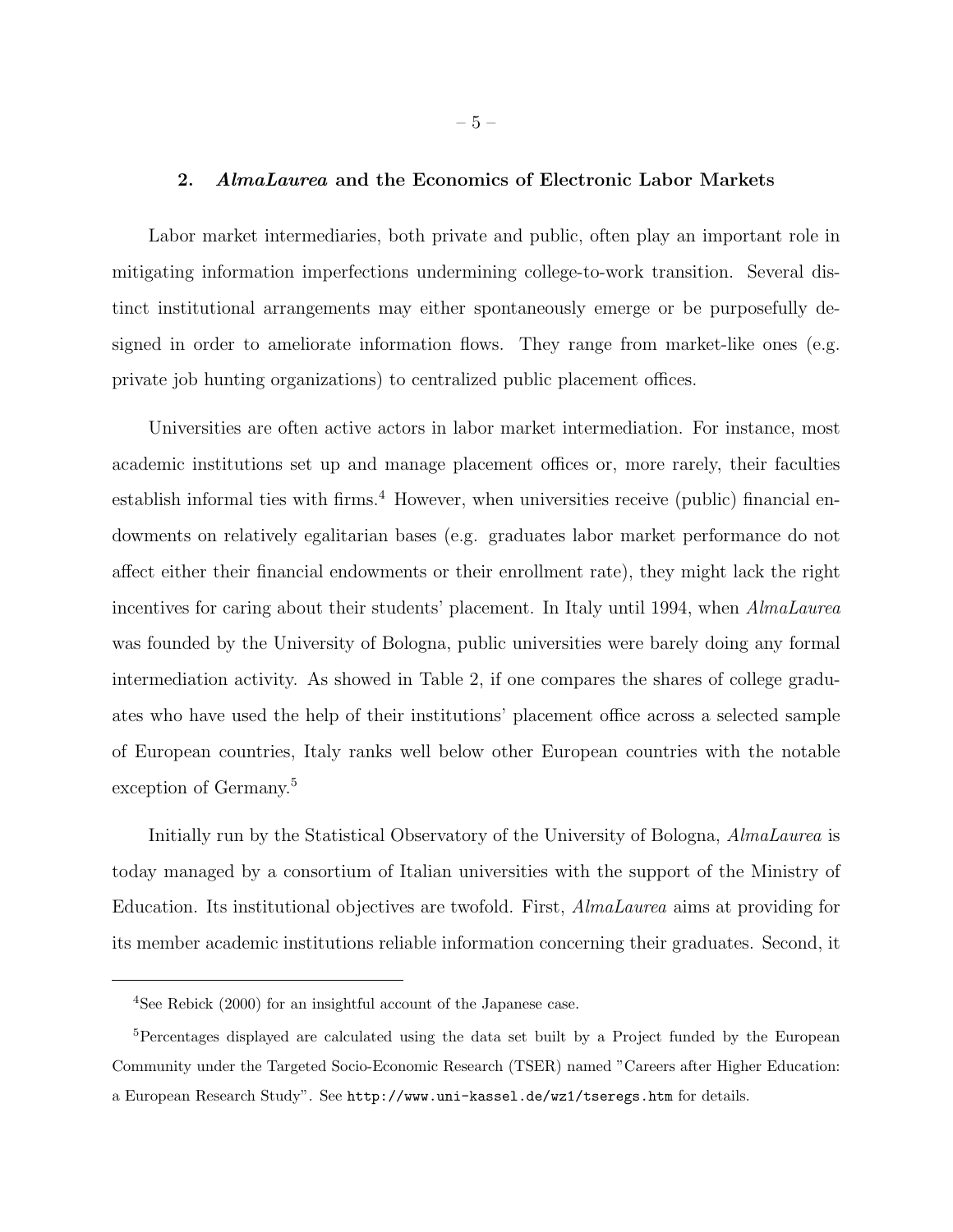## 2. *AlmaLaurea* and the Economics of Electronic Labor Markets

Labor market intermediaries, both private and public, often play an important role in mitigating information imperfections undermining college-to-work transition. Several distinct institutional arrangements may either spontaneously emerge or be purposefully designed in order to ameliorate information flows. They range from market-like ones (e.g. private job hunting organizations) to centralized public placement offices.

Universities are often active actors in labor market intermediation. For instance, most academic institutions set up and manage placement offices or, more rarely, their faculties establish informal ties with firms.[4] However, when universities receive (public) financial endowments on relatively egalitarian bases (e.g. graduates labor market performance do not affect either their financial endowments or their enrollment rate), they might lack the right incentives for caring about their students' placement. In Italy until 1994, when *AlmaLaurea* was founded by the University of Bologna, public universities were barely doing any formal intermediation activity. As showed in Table 2, if one compares the shares of college graduates who have used the help of their institutions' placement office across a selected sample of European countries, Italy ranks well below other European countries with the notable exception of Germany.[5]

Initially run by the Statistical Observatory of the University of Bologna, *AlmaLaurea* is today managed by a consortium of Italian universities with the support of the Ministry of Education. Its institutional objectives are twofold. First, *AlmaLaurea* aims at providing for its member academic institutions reliable information concerning their graduates. Second, it

---

[4] See Rebick (2000) for an insightful account of the Japanese case.

[5] Percentages displayed are calculated using the data set built by a Project funded by the European Community under the Targeted Socio-Economic Research (TSER) named "Careers after Higher Education: a European Research Study". See `http://www.uni-kassel.de/wz1/tseregs.htm` for details.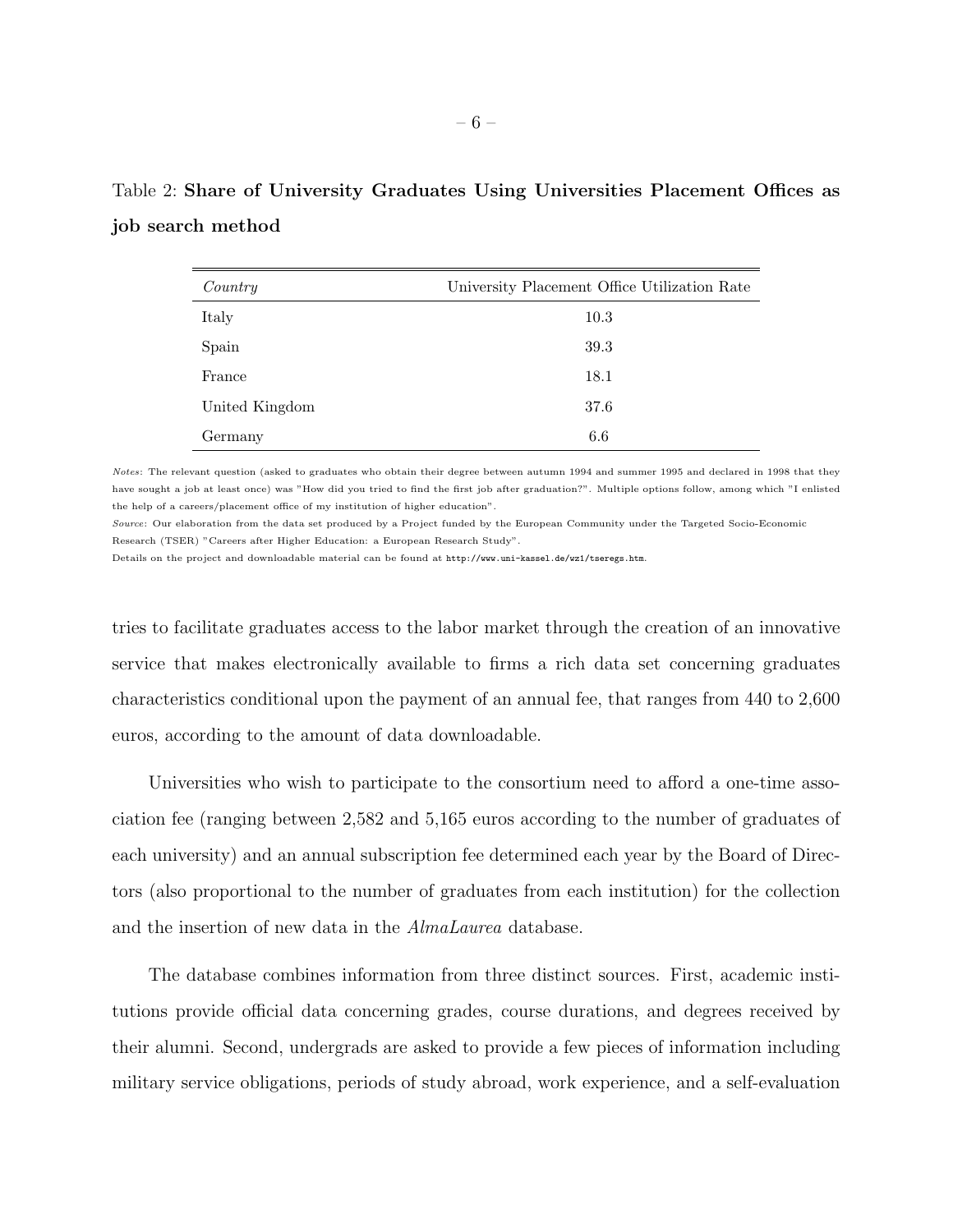Table 2: **Share of University Graduates Using Universities Placement Offices as job search method**

| *Country* | University Placement Office Utilization Rate |
|---|---|
| Italy | 10.3 |
| Spain | 39.3 |
| France | 18.1 |
| United Kingdom | 37.6 |
| Germany | 6.6 |

*Notes*: The relevant question (asked to graduates who obtain their degree between autumn 1994 and summer 1995 and declared in 1998 that they have sought a job at least once) was "How did you tried to find the first job after graduation?". Multiple options follow, among which "I enlisted the help of a careers/placement office of my institution of higher education".

*Source*: Our elaboration from the data set produced by a Project funded by the European Community under the Targeted Socio-Economic Research (TSER) "Careers after Higher Education: a European Research Study".

Details on the project and downloadable material can be found at http://www.uni-kassel.de/wz1/tseregs.htm.

tries to facilitate graduates access to the labor market through the creation of an innovative service that makes electronically available to firms a rich data set concerning graduates characteristics conditional upon the payment of an annual fee, that ranges from 440 to 2,600 euros, according to the amount of data downloadable.

Universities who wish to participate to the consortium need to afford a one-time association fee (ranging between 2,582 and 5,165 euros according to the number of graduates of each university) and an annual subscription fee determined each year by the Board of Directors (also proportional to the number of graduates from each institution) for the collection and the insertion of new data in the *AlmaLaurea* database.

The database combines information from three distinct sources. First, academic institutions provide official data concerning grades, course durations, and degrees received by their alumni. Second, undergrads are asked to provide a few pieces of information including military service obligations, periods of study abroad, work experience, and a self-evaluation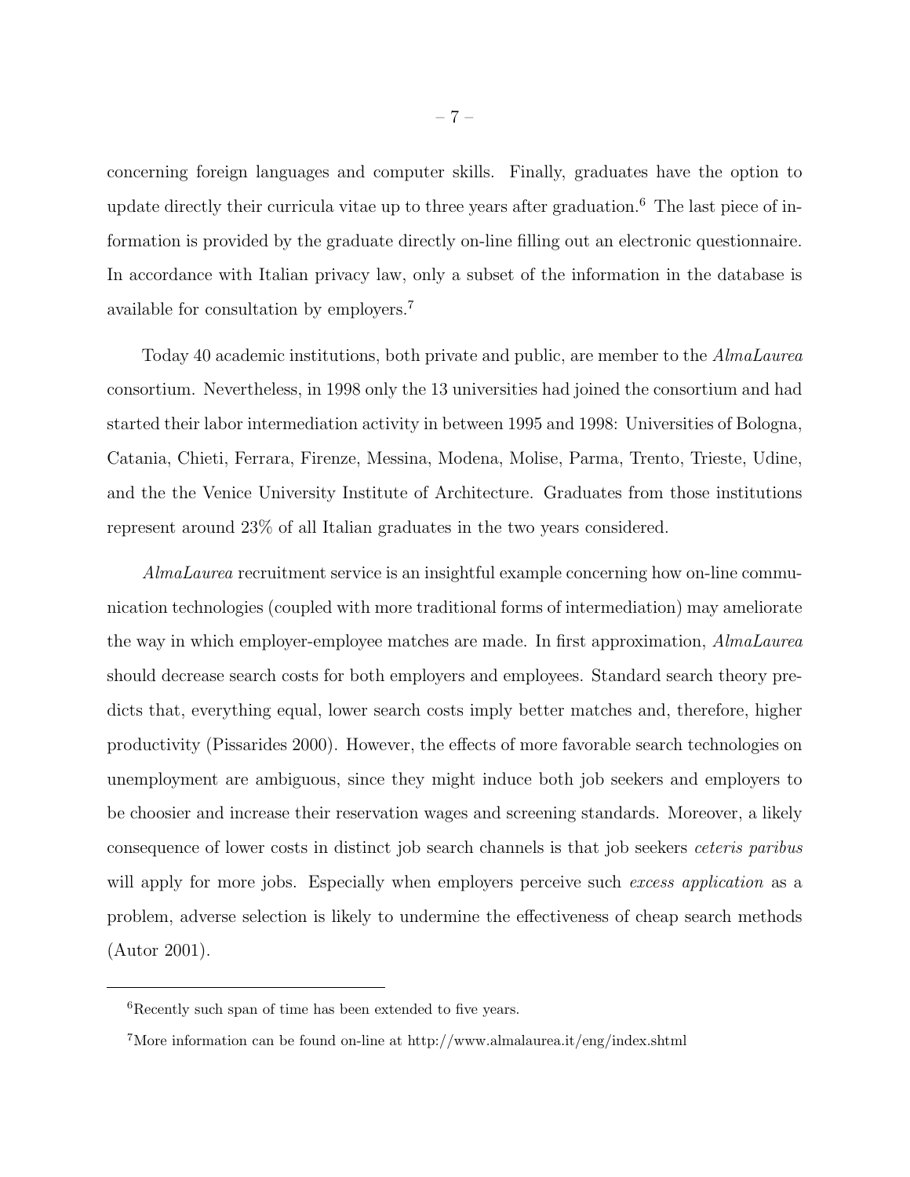concerning foreign languages and computer skills. Finally, graduates have the option to update directly their curricula vitae up to three years after graduation.[6] The last piece of information is provided by the graduate directly on-line filling out an electronic questionnaire. In accordance with Italian privacy law, only a subset of the information in the database is available for consultation by employers.[7]

Today 40 academic institutions, both private and public, are member to the *AlmaLaurea* consortium. Nevertheless, in 1998 only the 13 universities had joined the consortium and had started their labor intermediation activity in between 1995 and 1998: Universities of Bologna, Catania, Chieti, Ferrara, Firenze, Messina, Modena, Molise, Parma, Trento, Trieste, Udine, and the the Venice University Institute of Architecture. Graduates from those institutions represent around 23% of all Italian graduates in the two years considered.

*AlmaLaurea* recruitment service is an insightful example concerning how on-line communication technologies (coupled with more traditional forms of intermediation) may ameliorate the way in which employer-employee matches are made. In first approximation, *AlmaLaurea* should decrease search costs for both employers and employees. Standard search theory predicts that, everything equal, lower search costs imply better matches and, therefore, higher productivity (Pissarides 2000). However, the effects of more favorable search technologies on unemployment are ambiguous, since they might induce both job seekers and employers to be choosier and increase their reservation wages and screening standards. Moreover, a likely consequence of lower costs in distinct job search channels is that job seekers *ceteris paribus* will apply for more jobs. Especially when employers perceive such *excess application* as a problem, adverse selection is likely to undermine the effectiveness of cheap search methods (Autor 2001).

---

[6] Recently such span of time has been extended to five years.

[7] More information can be found on-line at http://www.almalaurea.it/eng/index.shtml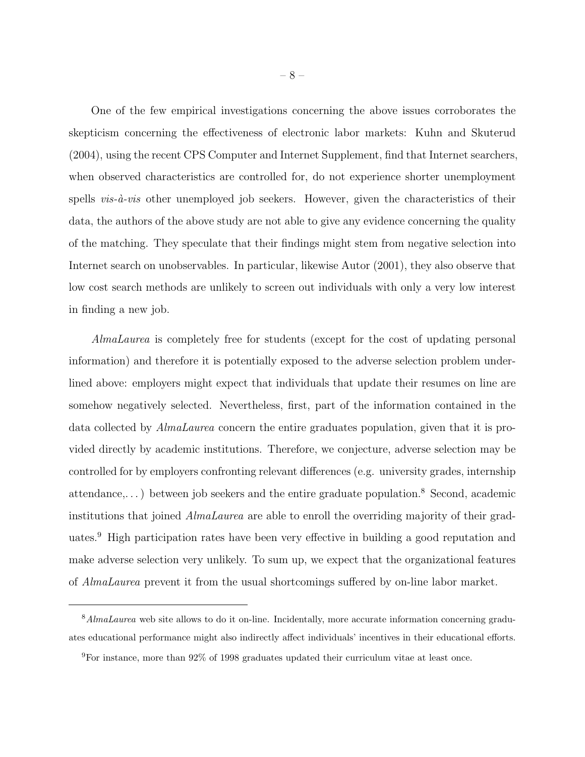One of the few empirical investigations concerning the above issues corroborates the skepticism concerning the effectiveness of electronic labor markets: Kuhn and Skuterud (2004), using the recent CPS Computer and Internet Supplement, find that Internet searchers, when observed characteristics are controlled for, do not experience shorter unemployment spells *vis-à-vis* other unemployed job seekers. However, given the characteristics of their data, the authors of the above study are not able to give any evidence concerning the quality of the matching. They speculate that their findings might stem from negative selection into Internet search on unobservables. In particular, likewise Autor (2001), they also observe that low cost search methods are unlikely to screen out individuals with only a very low interest in finding a new job.

*AlmaLaurea* is completely free for students (except for the cost of updating personal information) and therefore it is potentially exposed to the adverse selection problem underlined above: employers might expect that individuals that update their resumes on line are somehow negatively selected. Nevertheless, first, part of the information contained in the data collected by *AlmaLaurea* concern the entire graduates population, given that it is provided directly by academic institutions. Therefore, we conjecture, adverse selection may be controlled for by employers confronting relevant differences (e.g. university grades, internship attendance,. . . ) between job seekers and the entire graduate population.[8] Second, academic institutions that joined *AlmaLaurea* are able to enroll the overriding majority of their graduates.[9] High participation rates have been very effective in building a good reputation and make adverse selection very unlikely. To sum up, we expect that the organizational features of *AlmaLaurea* prevent it from the usual shortcomings suffered by on-line labor market.

---

[8] *AlmaLaurea* web site allows to do it on-line. Incidentally, more accurate information concerning graduates educational performance might also indirectly affect individuals' incentives in their educational efforts.

[9] For instance, more than 92% of 1998 graduates updated their curriculum vitae at least once.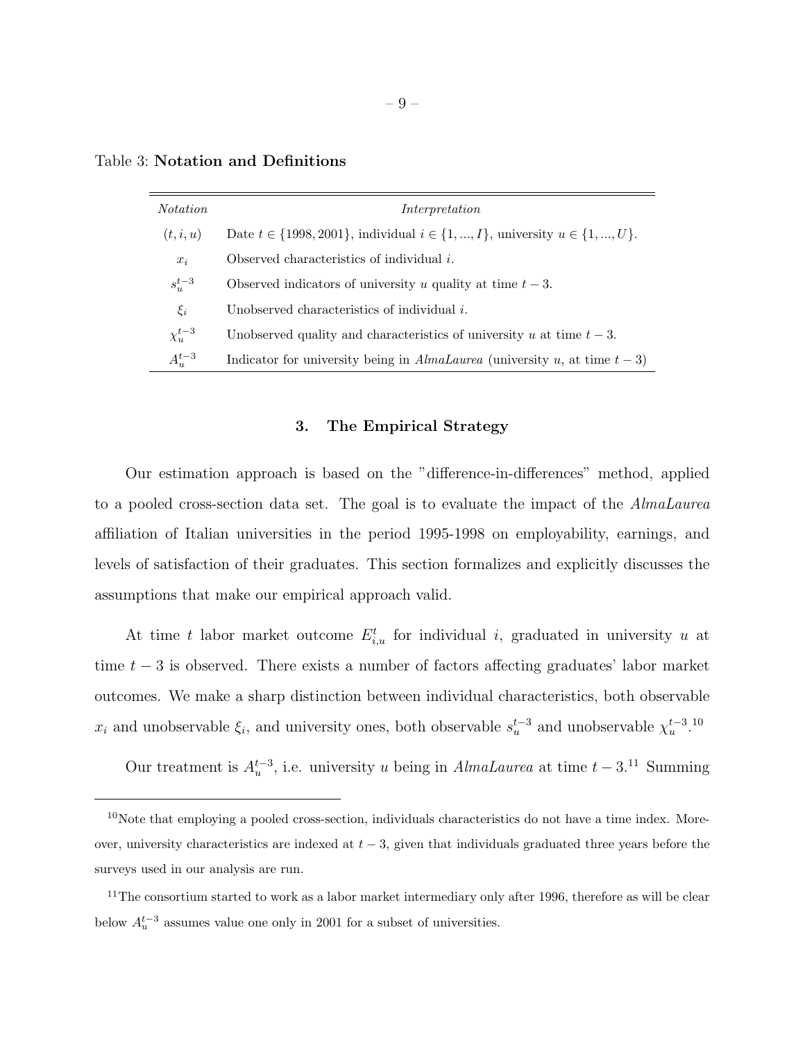Table 3: **Notation and Definitions**

| *Notation* | *Interpretation* |
|---|---|
| $(t, i, u)$ | Date $t \in \{1998, 2001\}$, individual $i \in \{1, ..., I\}$, university $u \in \{1, ..., U\}$. |
| $x_i$ | Observed characteristics of individual $i$. |
| $s_u^{t-3}$ | Observed indicators of university $u$ quality at time $t-3$. |
| $\xi_i$ | Unobserved characteristics of individual $i$. |
| $\chi_u^{t-3}$ | Unobserved quality and characteristics of university $u$ at time $t-3$. |
| $A_u^{t-3}$ | Indicator for university being in *AlmaLaurea* (university $u$, at time $t-3$) |

## 3. The Empirical Strategy

Our estimation approach is based on the "difference-in-differences" method, applied to a pooled cross-section data set. The goal is to evaluate the impact of the *AlmaLaurea* affiliation of Italian universities in the period 1995-1998 on employability, earnings, and levels of satisfaction of their graduates. This section formalizes and explicitly discusses the assumptions that make our empirical approach valid.

At time $t$ labor market outcome $E_{i,u}^t$ for individual $i$, graduated in university $u$ at time $t-3$ is observed. There exists a number of factors affecting graduates' labor market outcomes. We make a sharp distinction between individual characteristics, both observable $x_i$ and unobservable $\xi_i$, and university ones, both observable $s_u^{t-3}$ and unobservable $\chi_u^{t-3}$.[10]

Our treatment is $A_u^{t-3}$, i.e. university $u$ being in *AlmaLaurea* at time $t-3$.[11] Summing

[10] Note that employing a pooled cross-section, individuals characteristics do not have a time index. Moreover, university characteristics are indexed at $t-3$, given that individuals graduated three years before the surveys used in our analysis are run.

[11] The consortium started to work as a labor market intermediary only after 1996, therefore as will be clear below $A_u^{t-3}$ assumes value one only in 2001 for a subset of universities.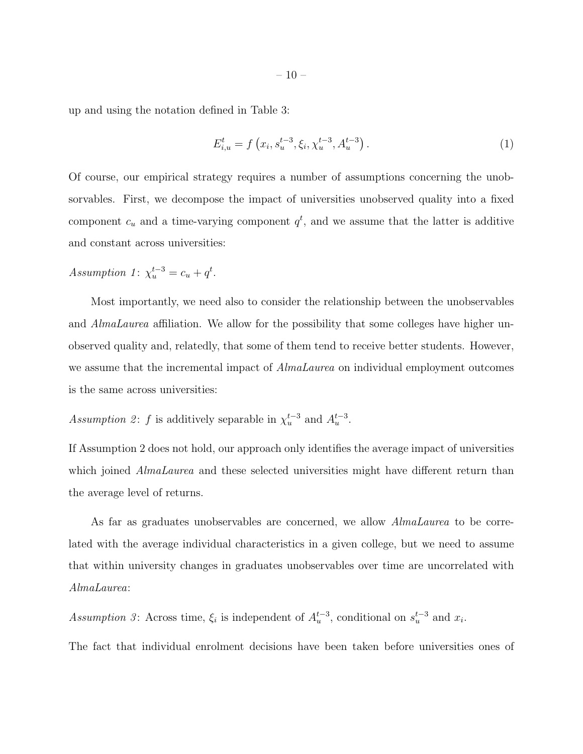up and using the notation defined in Table 3:

$$E_{i,u}^{t} = f\left(x_i, s_u^{t-3}, \xi_i, \chi_u^{t-3}, A_u^{t-3}\right). \tag{1}$$

Of course, our empirical strategy requires a number of assumptions concerning the unobservables. First, we decompose the impact of universities unobserved quality into a fixed component $c_u$ and a time-varying component $q^t$, and we assume that the latter is additive and constant across universities:

*Assumption 1*: $\chi_u^{t-3} = c_u + q^t$.

Most importantly, we need also to consider the relationship between the unobservables and *AlmaLaurea* affiliation. We allow for the possibility that some colleges have higher unobserved quality and, relatedly, that some of them tend to receive better students. However, we assume that the incremental impact of *AlmaLaurea* on individual employment outcomes is the same across universities:

*Assumption 2*: $f$ is additively separable in $\chi_u^{t-3}$ and $A_u^{t-3}$.

If Assumption 2 does not hold, our approach only identifies the average impact of universities which joined *AlmaLaurea* and these selected universities might have different return than the average level of returns.

As far as graduates unobservables are concerned, we allow *AlmaLaurea* to be correlated with the average individual characteristics in a given college, but we need to assume that within university changes in graduates unobservables over time are uncorrelated with *AlmaLaurea*:

*Assumption 3*: Across time, $\xi_i$ is independent of $A_u^{t-3}$, conditional on $s_u^{t-3}$ and $x_i$.

The fact that individual enrolment decisions have been taken before universities ones of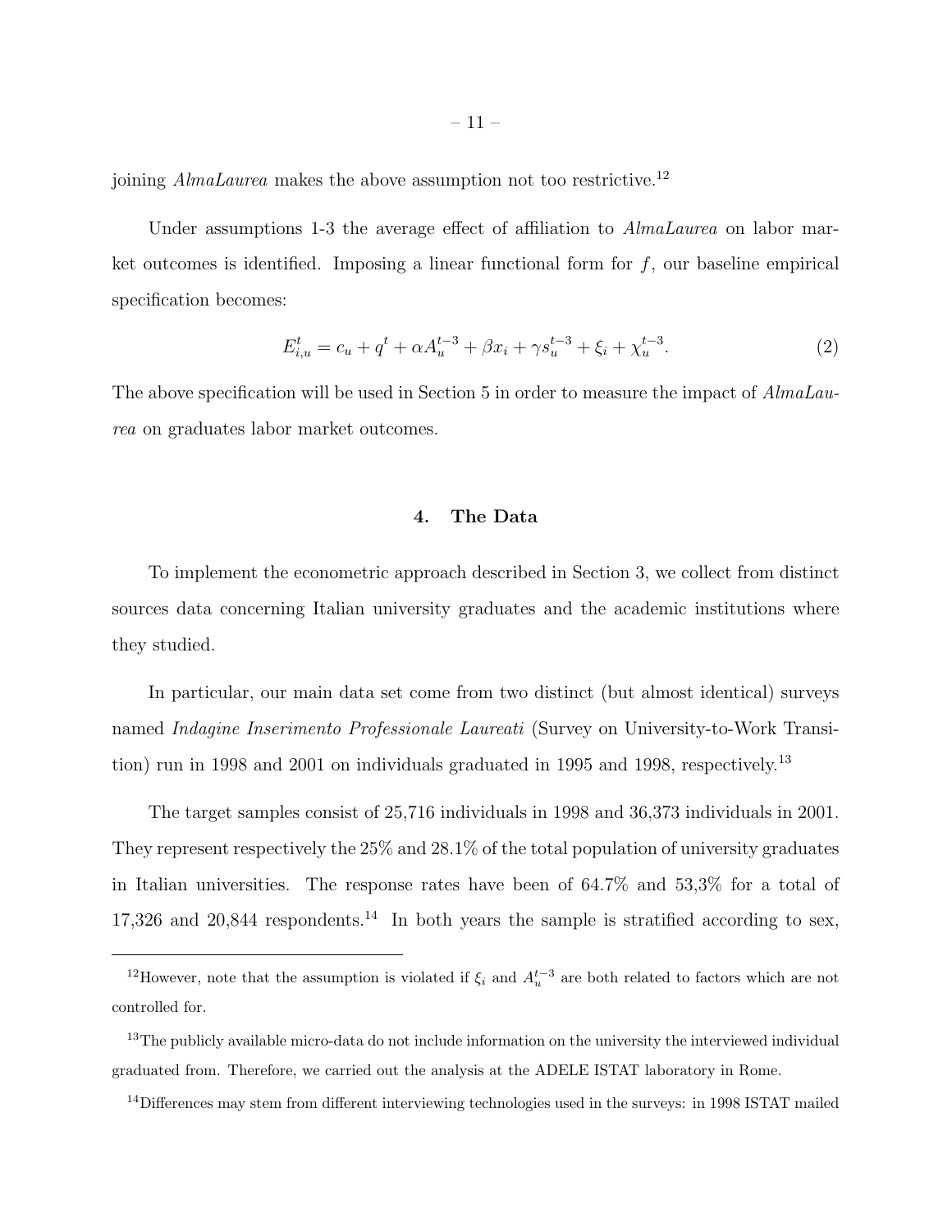joining *AlmaLaurea* makes the above assumption not too restrictive.[12]

Under assumptions 1-3 the average effect of affiliation to *AlmaLaurea* on labor market outcomes is identified. Imposing a linear functional form for $f$, our baseline empirical specification becomes:

$$E_{i,u}^{t} = c_u + q^t + \alpha A_u^{t-3} + \beta x_i + \gamma s_u^{t-3} + \xi_i + \chi_u^{t-3}. \tag{2}$$

The above specification will be used in Section 5 in order to measure the impact of *AlmaLaurea* on graduates labor market outcomes.

## 4. The Data

To implement the econometric approach described in Section 3, we collect from distinct sources data concerning Italian university graduates and the academic institutions where they studied.

In particular, our main data set come from two distinct (but almost identical) surveys named *Indagine Inserimento Professionale Laureati* (Survey on University-to-Work Transition) run in 1998 and 2001 on individuals graduated in 1995 and 1998, respectively.[13]

The target samples consist of 25,716 individuals in 1998 and 36,373 individuals in 2001. They represent respectively the 25% and 28.1% of the total population of university graduates in Italian universities. The response rates have been of 64.7% and 53,3% for a total of 17,326 and 20,844 respondents.[14] In both years the sample is stratified according to sex,

---

[12]However, note that the assumption is violated if $\xi_i$ and $A_u^{t-3}$ are both related to factors which are not controlled for.

[13]The publicly available micro-data do not include information on the university the interviewed individual graduated from. Therefore, we carried out the analysis at the ADELE ISTAT laboratory in Rome.

[14]Differences may stem from different interviewing technologies used in the surveys: in 1998 ISTAT mailed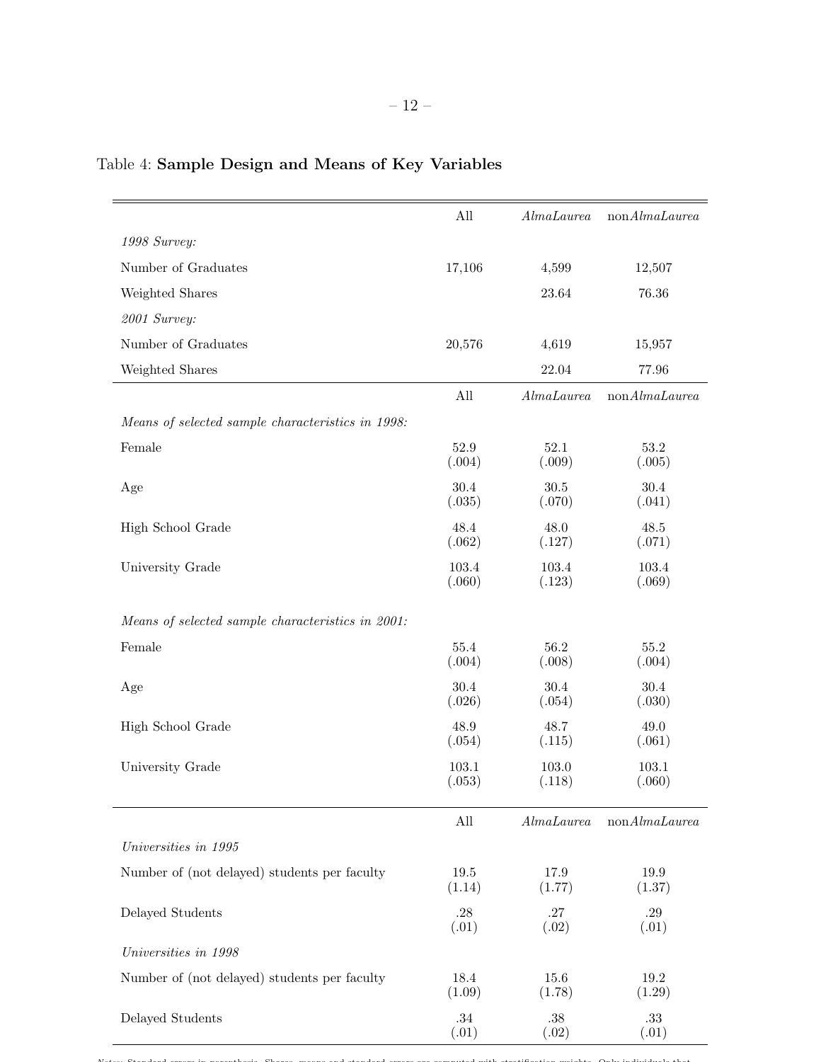Table 4: **Sample Design and Means of Key Variables**

| | All | *AlmaLaurea* | non*AlmaLaurea* |
|---|---|---|---|
| *1998 Survey:* | | | |
| Number of Graduates | 17,106 | 4,599 | 12,507 |
| Weighted Shares | | 23.64 | 76.36 |
| *2001 Survey:* | | | |
| Number of Graduates | 20,576 | 4,619 | 15,957 |
| Weighted Shares | | 22.04 | 77.96 |
| | **All** | ***AlmaLaurea*** | **non*AlmaLaurea*** |
| *Means of selected sample characteristics in 1998:* | | | |
| Female | 52.9 | 52.1 | 53.2 |
| | (.004) | (.009) | (.005) |
| Age | 30.4 | 30.5 | 30.4 |
| | (.035) | (.070) | (.041) |
| High School Grade | 48.4 | 48.0 | 48.5 |
| | (.062) | (.127) | (.071) |
| University Grade | 103.4 | 103.4 | 103.4 |
| | (.060) | (.123) | (.069) |
| *Means of selected sample characteristics in 2001:* | | | |
| Female | 55.4 | 56.2 | 55.2 |
| | (.004) | (.008) | (.004) |
| Age | 30.4 | 30.4 | 30.4 |
| | (.026) | (.054) | (.030) |
| High School Grade | 48.9 | 48.7 | 49.0 |
| | (.054) | (.115) | (.061) |
| University Grade | 103.1 | 103.0 | 103.1 |
| | (.053) | (.118) | (.060) |
| | **All** | ***AlmaLaurea*** | **non*AlmaLaurea*** |
| *Universities in 1995* | | | |
| Number of (not delayed) students per faculty | 19.5 | 17.9 | 19.9 |
| | (1.14) | (1.77) | (1.37) |
| Delayed Students | .28 | .27 | .29 |
| | (.01) | (.02) | (.01) |
| *Universities in 1998* | | | |
| Number of (not delayed) students per faculty | 18.4 | 15.6 | 19.2 |
| | (1.09) | (1.78) | (1.29) |
| Delayed Students | .34 | .38 | .33 |
| | (.01) | (.02) | (.01) |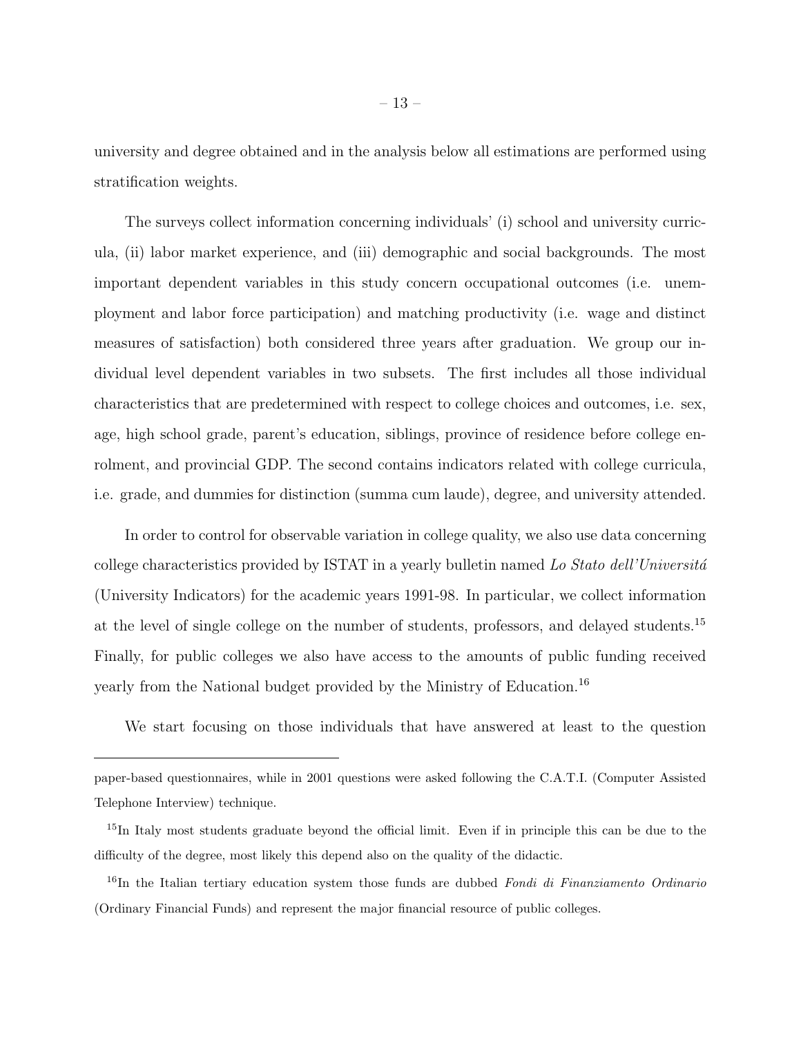university and degree obtained and in the analysis below all estimations are performed using stratification weights.

The surveys collect information concerning individuals' (i) school and university curricula, (ii) labor market experience, and (iii) demographic and social backgrounds. The most important dependent variables in this study concern occupational outcomes (i.e. unemployment and labor force participation) and matching productivity (i.e. wage and distinct measures of satisfaction) both considered three years after graduation. We group our individual level dependent variables in two subsets. The first includes all those individual characteristics that are predetermined with respect to college choices and outcomes, i.e. sex, age, high school grade, parent's education, siblings, province of residence before college enrolment, and provincial GDP. The second contains indicators related with college curricula, i.e. grade, and dummies for distinction (summa cum laude), degree, and university attended.

In order to control for observable variation in college quality, we also use data concerning college characteristics provided by ISTAT in a yearly bulletin named *Lo Stato dell'Universitá* (University Indicators) for the academic years 1991-98. In particular, we collect information at the level of single college on the number of students, professors, and delayed students.[15] Finally, for public colleges we also have access to the amounts of public funding received yearly from the National budget provided by the Ministry of Education.[16]

We start focusing on those individuals that have answered at least to the question

---

paper-based questionnaires, while in 2001 questions were asked following the C.A.T.I. (Computer Assisted Telephone Interview) technique.

[15] In Italy most students graduate beyond the official limit. Even if in principle this can be due to the difficulty of the degree, most likely this depend also on the quality of the didactic.

[16] In the Italian tertiary education system those funds are dubbed *Fondi di Finanziamento Ordinario* (Ordinary Financial Funds) and represent the major financial resource of public colleges.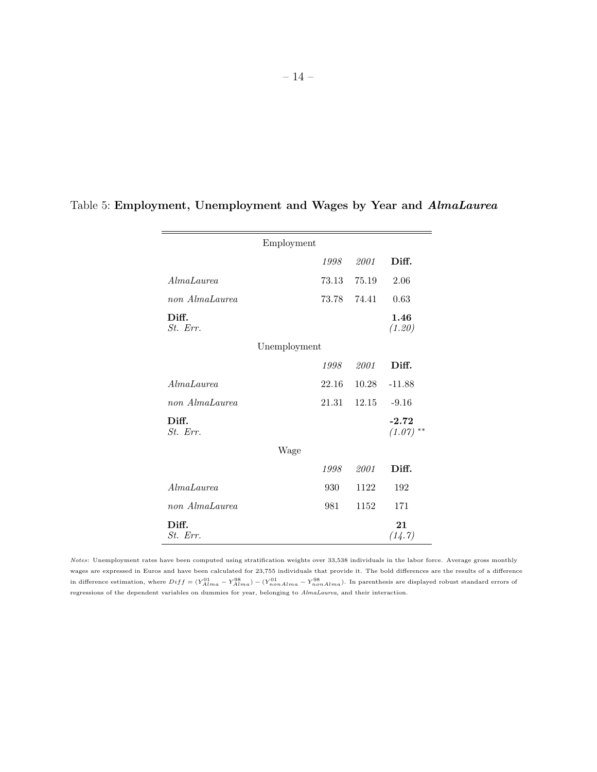Table 5: **Employment, Unemployment and Wages by Year and *AlmaLaurea***

| | | | |
|---|---|---|---|
| **Employment** | | | |
| | *1998* | *2001* | **Diff.** |
| *AlmaLaurea* | 73.13 | 75.19 | 2.06 |
| *non AlmaLaurea* | 73.78 | 74.41 | 0.63 |
| **Diff.** | | | **1.46** |
| *St. Err.* | | | *(1.20)* |
| **Unemployment** | | | |
| | *1998* | *2001* | **Diff.** |
| *AlmaLaurea* | 22.16 | 10.28 | -11.88 |
| *non AlmaLaurea* | 21.31 | 12.15 | -9.16 |
| **Diff.** | | | **-2.72** |
| *St. Err.* | | | *(1.07)* ** |
| **Wage** | | | |
| | *1998* | *2001* | **Diff.** |
| *AlmaLaurea* | 930 | 1122 | 192 |
| *non AlmaLaurea* | 981 | 1152 | 171 |
| **Diff.** | | | **21** |
| *St. Err.* | | | *(14.7)* |

*Notes*: Unemployment rates have been computed using stratification weights over 33,538 individuals in the labor force. Average gross monthly wages are expressed in Euros and have been calculated for 23,755 individuals that provide it. The bold differences are the results of a difference in difference estimation, where $Diff = (Y^{01}_{Alma} - Y^{98}_{Alma}) - (Y^{01}_{nonAlma} - Y^{98}_{nonAlma})$. In parenthesis are displayed robust standard errors of regressions of the dependent variables on dummies for year, belonging to *AlmaLaurea*, and their interaction.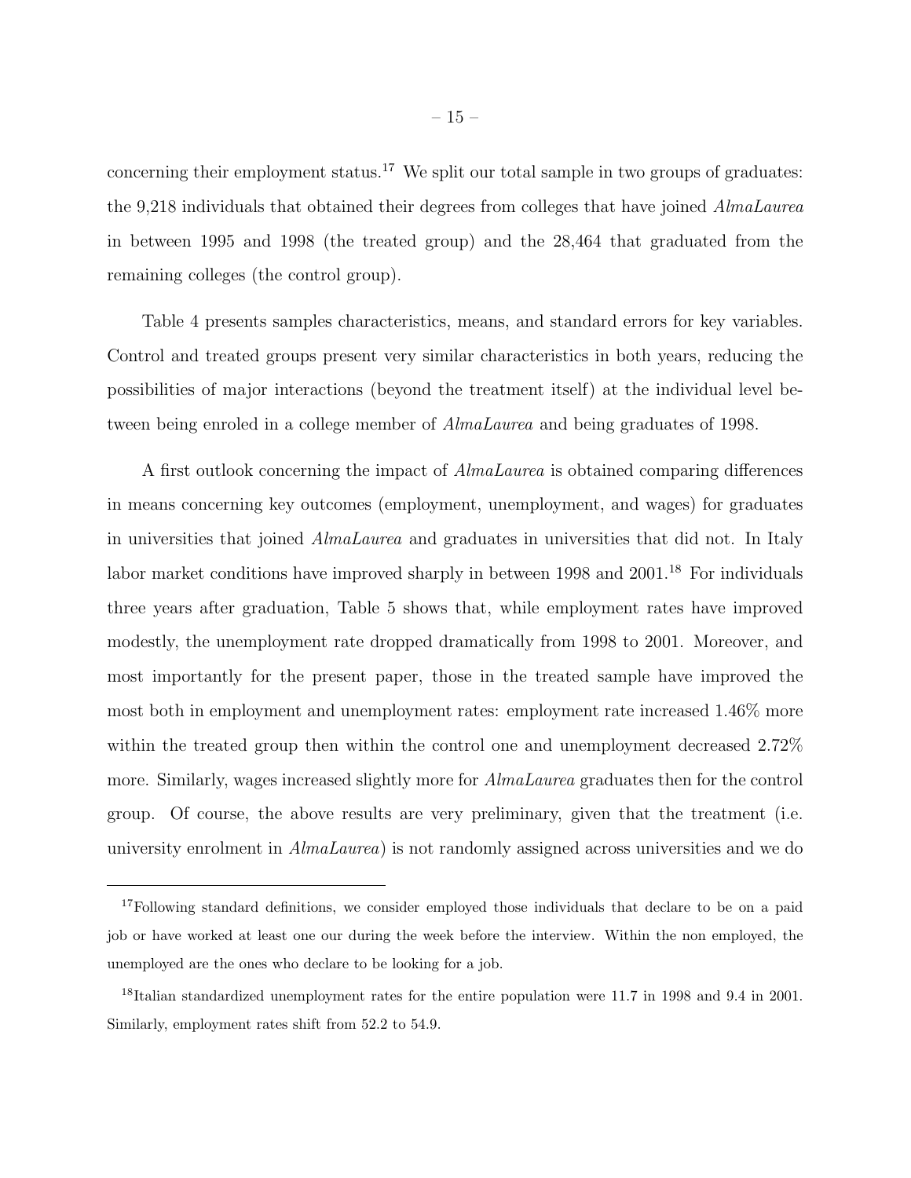concerning their employment status.[17] We split our total sample in two groups of graduates: the 9,218 individuals that obtained their degrees from colleges that have joined *AlmaLaurea* in between 1995 and 1998 (the treated group) and the 28,464 that graduated from the remaining colleges (the control group).

Table 4 presents samples characteristics, means, and standard errors for key variables. Control and treated groups present very similar characteristics in both years, reducing the possibilities of major interactions (beyond the treatment itself) at the individual level between being enroled in a college member of *AlmaLaurea* and being graduates of 1998.

A first outlook concerning the impact of *AlmaLaurea* is obtained comparing differences in means concerning key outcomes (employment, unemployment, and wages) for graduates in universities that joined *AlmaLaurea* and graduates in universities that did not. In Italy labor market conditions have improved sharply in between 1998 and 2001.[18] For individuals three years after graduation, Table 5 shows that, while employment rates have improved modestly, the unemployment rate dropped dramatically from 1998 to 2001. Moreover, and most importantly for the present paper, those in the treated sample have improved the most both in employment and unemployment rates: employment rate increased 1.46% more within the treated group then within the control one and unemployment decreased 2.72% more. Similarly, wages increased slightly more for *AlmaLaurea* graduates then for the control group. Of course, the above results are very preliminary, given that the treatment (i.e. university enrolment in *AlmaLaurea*) is not randomly assigned across universities and we do

---

[17] Following standard definitions, we consider employed those individuals that declare to be on a paid job or have worked at least one our during the week before the interview. Within the non employed, the unemployed are the ones who declare to be looking for a job.

[18] Italian standardized unemployment rates for the entire population were 11.7 in 1998 and 9.4 in 2001. Similarly, employment rates shift from 52.2 to 54.9.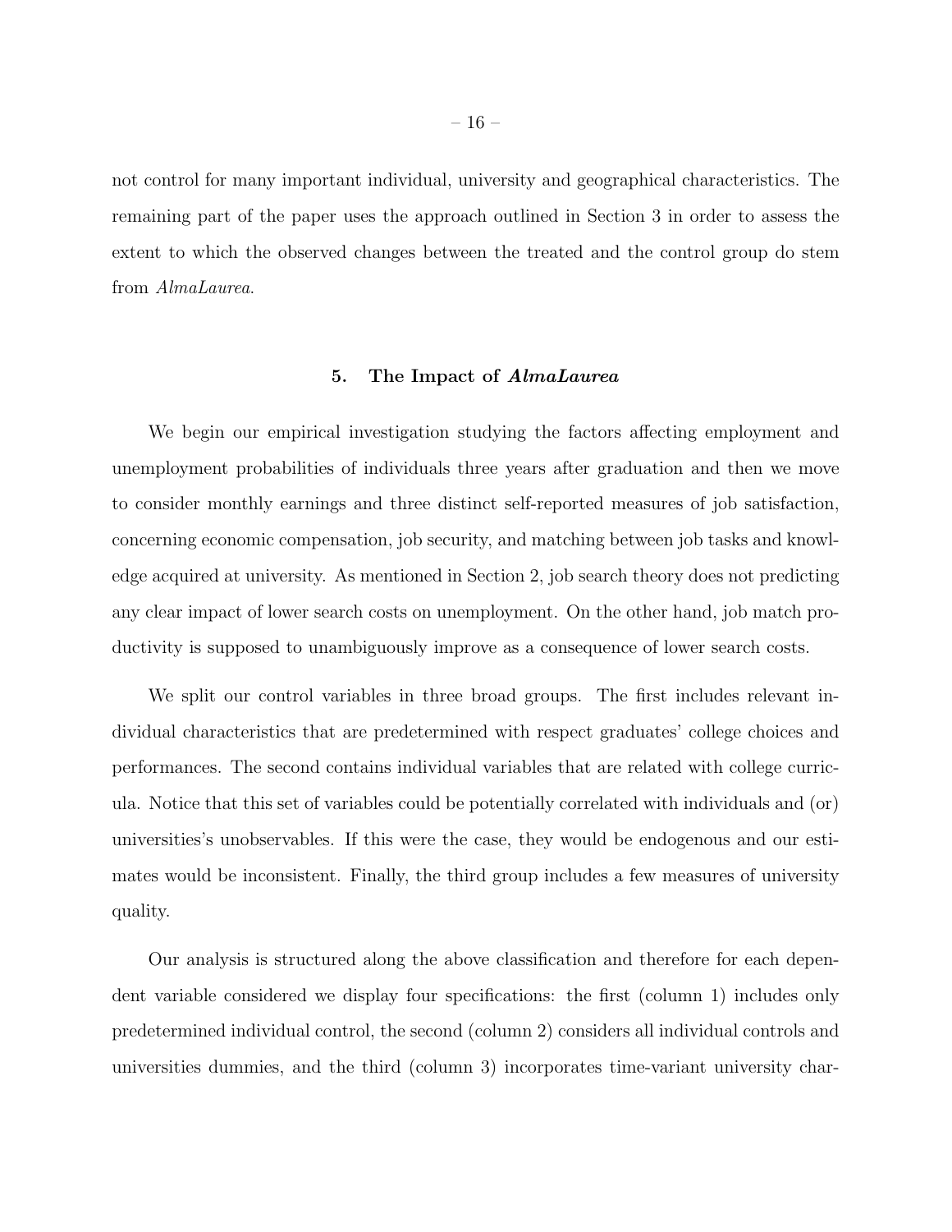not control for many important individual, university and geographical characteristics. The remaining part of the paper uses the approach outlined in Section 3 in order to assess the extent to which the observed changes between the treated and the control group do stem from *AlmaLaurea*.

## 5. The Impact of *AlmaLaurea*

We begin our empirical investigation studying the factors affecting employment and unemployment probabilities of individuals three years after graduation and then we move to consider monthly earnings and three distinct self-reported measures of job satisfaction, concerning economic compensation, job security, and matching between job tasks and knowledge acquired at university. As mentioned in Section 2, job search theory does not predicting any clear impact of lower search costs on unemployment. On the other hand, job match productivity is supposed to unambiguously improve as a consequence of lower search costs.

We split our control variables in three broad groups. The first includes relevant individual characteristics that are predetermined with respect graduates' college choices and performances. The second contains individual variables that are related with college curricula. Notice that this set of variables could be potentially correlated with individuals and (or) universities's unobservables. If this were the case, they would be endogenous and our estimates would be inconsistent. Finally, the third group includes a few measures of university quality.

Our analysis is structured along the above classification and therefore for each dependent variable considered we display four specifications: the first (column 1) includes only predetermined individual control, the second (column 2) considers all individual controls and universities dummies, and the third (column 3) incorporates time-variant university char-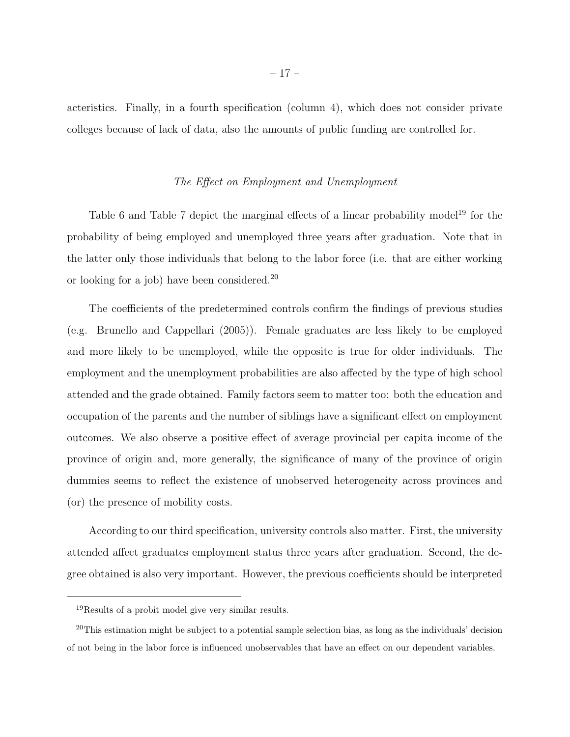acteristics. Finally, in a fourth specification (column 4), which does not consider private colleges because of lack of data, also the amounts of public funding are controlled for.

*The Effect on Employment and Unemployment*

Table 6 and Table 7 depict the marginal effects of a linear probability model[19] for the probability of being employed and unemployed three years after graduation. Note that in the latter only those individuals that belong to the labor force (i.e. that are either working or looking for a job) have been considered.[20]

The coefficients of the predetermined controls confirm the findings of previous studies (e.g. Brunello and Cappellari (2005)). Female graduates are less likely to be employed and more likely to be unemployed, while the opposite is true for older individuals. The employment and the unemployment probabilities are also affected by the type of high school attended and the grade obtained. Family factors seem to matter too: both the education and occupation of the parents and the number of siblings have a significant effect on employment outcomes. We also observe a positive effect of average provincial per capita income of the province of origin and, more generally, the significance of many of the province of origin dummies seems to reflect the existence of unobserved heterogeneity across provinces and (or) the presence of mobility costs.

According to our third specification, university controls also matter. First, the university attended affect graduates employment status three years after graduation. Second, the degree obtained is also very important. However, the previous coefficients should be interpreted

---

[19]Results of a probit model give very similar results.

[20]This estimation might be subject to a potential sample selection bias, as long as the individuals' decision of not being in the labor force is influenced unobservables that have an effect on our dependent variables.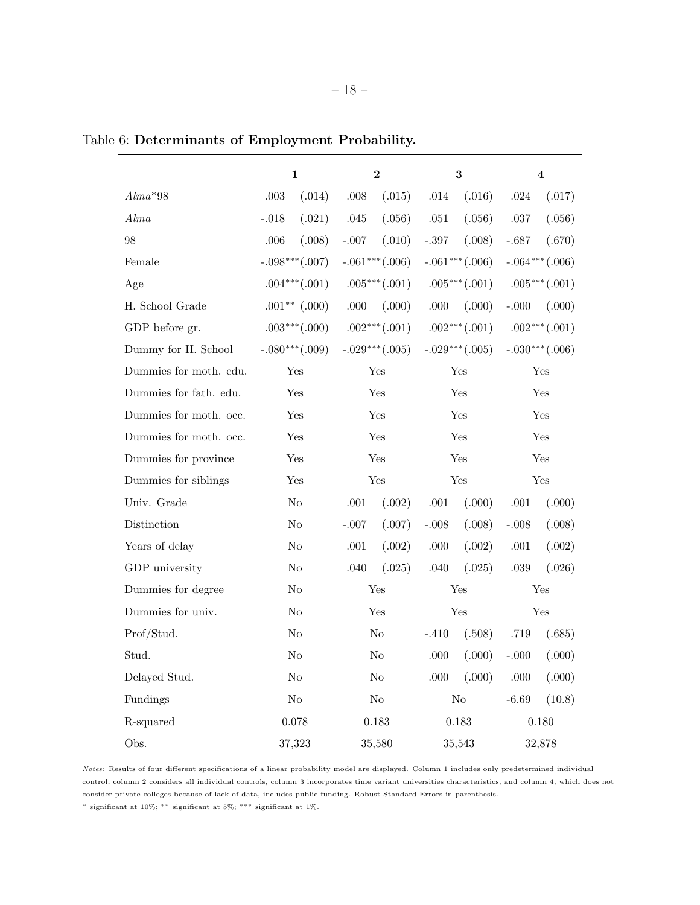Table 6: **Determinants of Employment Probability.**

| | **1** | | **2** | | **3** | | **4** | |
|---|---|---|---|---|---|---|---|---|
| *Alma*\*98 | .003 | (.014) | .008 | (.015) | .014 | (.016) | .024 | (.017) |
| *Alma* | -.018 | (.021) | .045 | (.056) | .051 | (.056) | .037 | (.056) |
| 98 | .006 | (.008) | -.007 | (.010) | -.397 | (.008) | -.687 | (.670) |
| Female | -.098*** | (.007) | -.061*** | (.006) | -.061*** | (.006) | -.064*** | (.006) |
| Age | .004*** | (.001) | .005*** | (.001) | .005*** | (.001) | .005*** | (.001) |
| H. School Grade | .001** | (.000) | .000 | (.000) | .000 | (.000) | -.000 | (.000) |
| GDP before gr. | .003*** | (.000) | .002*** | (.001) | .002*** | (.001) | .002*** | (.001) |
| Dummy for H. School | -.080*** | (.009) | -.029*** | (.005) | -.029*** | (.005) | -.030*** | (.006) |
| Dummies for moth. edu. | Yes | | Yes | | Yes | | Yes | |
| Dummies for fath. edu. | Yes | | Yes | | Yes | | Yes | |
| Dummies for moth. occ. | Yes | | Yes | | Yes | | Yes | |
| Dummies for moth. occ. | Yes | | Yes | | Yes | | Yes | |
| Dummies for province | Yes | | Yes | | Yes | | Yes | |
| Dummies for siblings | Yes | | Yes | | Yes | | Yes | |
| Univ. Grade | No | | .001 | (.002) | .001 | (.000) | .001 | (.000) |
| Distinction | No | | -.007 | (.007) | -.008 | (.008) | -.008 | (.008) |
| Years of delay | No | | .001 | (.002) | .000 | (.002) | .001 | (.002) |
| GDP university | No | | .040 | (.025) | .040 | (.025) | .039 | (.026) |
| Dummies for degree | No | | Yes | | Yes | | Yes | |
| Dummies for univ. | No | | Yes | | Yes | | Yes | |
| Prof/Stud. | No | | No | | -.410 | (.508) | .719 | (.685) |
| Stud. | No | | No | | .000 | (.000) | -.000 | (.000) |
| Delayed Stud. | No | | No | | .000 | (.000) | .000 | (.000) |
| Fundings | No | | No | | No | | -6.69 | (10.8) |
| R-squared | 0.078 | | 0.183 | | 0.183 | | 0.180 | |
| Obs. | 37,323 | | 35,580 | | 35,543 | | 32,878 | |

*Notes*: Results of four different specifications of a linear probability model are displayed. Column 1 includes only predetermined individual control, column 2 considers all individual controls, column 3 incorporates time variant universities characteristics, and column 4, which does not consider private colleges because of lack of data, includes public funding. Robust Standard Errors in parenthesis.

\* significant at 10%; \*\* significant at 5%; \*\*\* significant at 1%.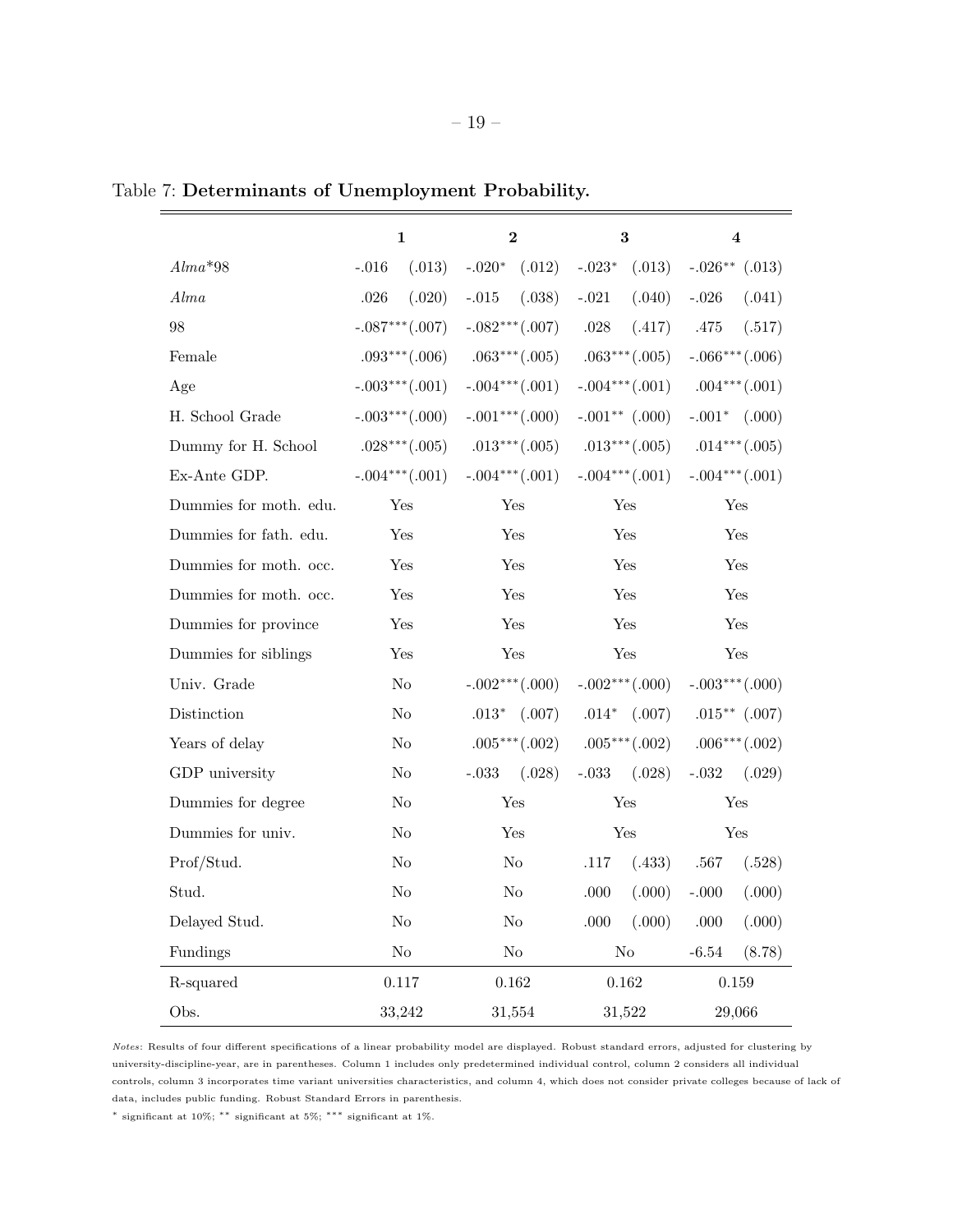Table 7: **Determinants of Unemployment Probability.**

| | **1** | | **2** | | **3** | | **4** | |
|---|---|---|---|---|---|---|---|---|
| *Alma*\*98 | -.016 | (.013) | -.020* | (.012) | -.023* | (.013) | -.026** | (.013) |
| *Alma* | .026 | (.020) | -.015 | (.038) | -.021 | (.040) | -.026 | (.041) |
| 98 | -.087*** | (.007) | -.082*** | (.007) | .028 | (.417) | .475 | (.517) |
| Female | .093*** | (.006) | .063*** | (.005) | .063*** | (.005) | -.066*** | (.006) |
| Age | -.003*** | (.001) | -.004*** | (.001) | -.004*** | (.001) | .004*** | (.001) |
| H. School Grade | -.003*** | (.000) | -.001*** | (.000) | -.001** | (.000) | -.001* | (.000) |
| Dummy for H. School | .028*** | (.005) | .013*** | (.005) | .013*** | (.005) | .014*** | (.005) |
| Ex-Ante GDP. | -.004*** | (.001) | -.004*** | (.001) | -.004*** | (.001) | -.004*** | (.001) |
| Dummies for moth. edu. | Yes | | Yes | | Yes | | Yes | |
| Dummies for fath. edu. | Yes | | Yes | | Yes | | Yes | |
| Dummies for moth. occ. | Yes | | Yes | | Yes | | Yes | |
| Dummies for moth. occ. | Yes | | Yes | | Yes | | Yes | |
| Dummies for province | Yes | | Yes | | Yes | | Yes | |
| Dummies for siblings | Yes | | Yes | | Yes | | Yes | |
| Univ. Grade | No | | -.002*** | (.000) | -.002*** | (.000) | -.003*** | (.000) |
| Distinction | No | | .013* | (.007) | .014* | (.007) | .015** | (.007) |
| Years of delay | No | | .005*** | (.002) | .005*** | (.002) | .006*** | (.002) |
| GDP university | No | | -.033 | (.028) | -.033 | (.028) | -.032 | (.029) |
| Dummies for degree | No | | Yes | | Yes | | Yes | |
| Dummies for univ. | No | | Yes | | Yes | | Yes | |
| Prof/Stud. | No | | No | | .117 | (.433) | .567 | (.528) |
| Stud. | No | | No | | .000 | (.000) | -.000 | (.000) |
| Delayed Stud. | No | | No | | .000 | (.000) | .000 | (.000) |
| Fundings | No | | No | | No | | -6.54 | (8.78) |
| R-squared | 0.117 | | 0.162 | | 0.162 | | 0.159 | |
| Obs. | 33,242 | | 31,554 | | 31,522 | | 29,066 | |

*Notes*: Results of four different specifications of a linear probability model are displayed. Robust standard errors, adjusted for clustering by university-discipline-year, are in parentheses. Column 1 includes only predetermined individual control, column 2 considers all individual controls, column 3 incorporates time variant universities characteristics, and column 4, which does not consider private colleges because of lack of data, includes public funding. Robust Standard Errors in parenthesis.

\* significant at 10%; \*\* significant at 5%; \*\*\* significant at 1%.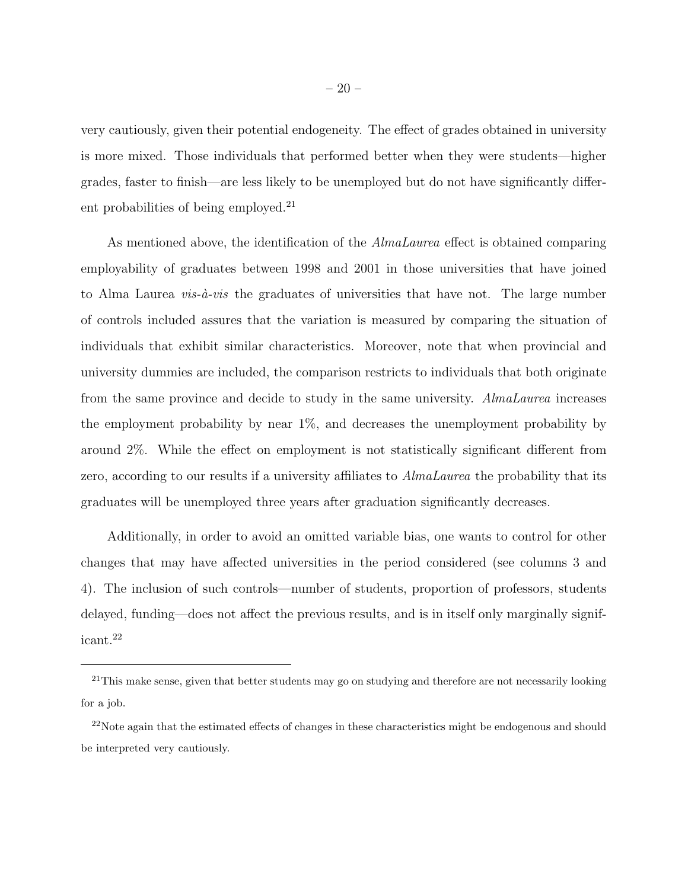very cautiously, given their potential endogeneity. The effect of grades obtained in university is more mixed. Those individuals that performed better when they were students—higher grades, faster to finish—are less likely to be unemployed but do not have significantly different probabilities of being employed.[21]

As mentioned above, the identification of the *AlmaLaurea* effect is obtained comparing employability of graduates between 1998 and 2001 in those universities that have joined to Alma Laurea *vis-à-vis* the graduates of universities that have not. The large number of controls included assures that the variation is measured by comparing the situation of individuals that exhibit similar characteristics. Moreover, note that when provincial and university dummies are included, the comparison restricts to individuals that both originate from the same province and decide to study in the same university. *AlmaLaurea* increases the employment probability by near 1%, and decreases the unemployment probability by around 2%. While the effect on employment is not statistically significant different from zero, according to our results if a university affiliates to *AlmaLaurea* the probability that its graduates will be unemployed three years after graduation significantly decreases.

Additionally, in order to avoid an omitted variable bias, one wants to control for other changes that may have affected universities in the period considered (see columns 3 and 4). The inclusion of such controls—number of students, proportion of professors, students delayed, funding—does not affect the previous results, and is in itself only marginally significant.[22]

---

[21] This make sense, given that better students may go on studying and therefore are not necessarily looking for a job.

[22] Note again that the estimated effects of changes in these characteristics might be endogenous and should be interpreted very cautiously.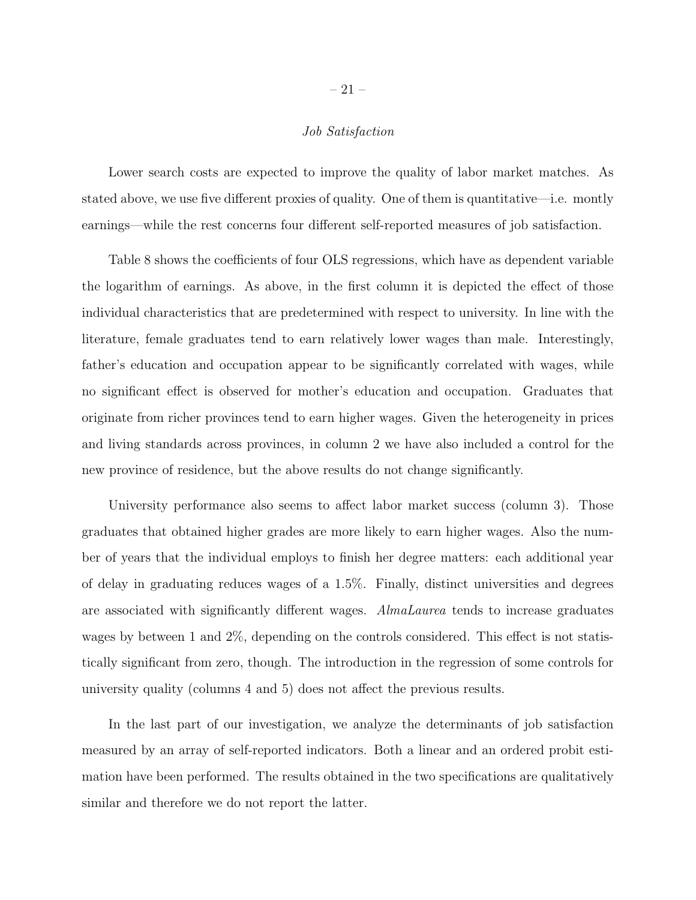*Job Satisfaction*

Lower search costs are expected to improve the quality of labor market matches. As stated above, we use five different proxies of quality. One of them is quantitative—i.e. montly earnings—while the rest concerns four different self-reported measures of job satisfaction.

Table 8 shows the coefficients of four OLS regressions, which have as dependent variable the logarithm of earnings. As above, in the first column it is depicted the effect of those individual characteristics that are predetermined with respect to university. In line with the literature, female graduates tend to earn relatively lower wages than male. Interestingly, father's education and occupation appear to be significantly correlated with wages, while no significant effect is observed for mother's education and occupation. Graduates that originate from richer provinces tend to earn higher wages. Given the heterogeneity in prices and living standards across provinces, in column 2 we have also included a control for the new province of residence, but the above results do not change significantly.

University performance also seems to affect labor market success (column 3). Those graduates that obtained higher grades are more likely to earn higher wages. Also the number of years that the individual employs to finish her degree matters: each additional year of delay in graduating reduces wages of a 1.5%. Finally, distinct universities and degrees are associated with significantly different wages. *AlmaLaurea* tends to increase graduates wages by between 1 and 2%, depending on the controls considered. This effect is not statistically significant from zero, though. The introduction in the regression of some controls for university quality (columns 4 and 5) does not affect the previous results.

In the last part of our investigation, we analyze the determinants of job satisfaction measured by an array of self-reported indicators. Both a linear and an ordered probit estimation have been performed. The results obtained in the two specifications are qualitatively similar and therefore we do not report the latter.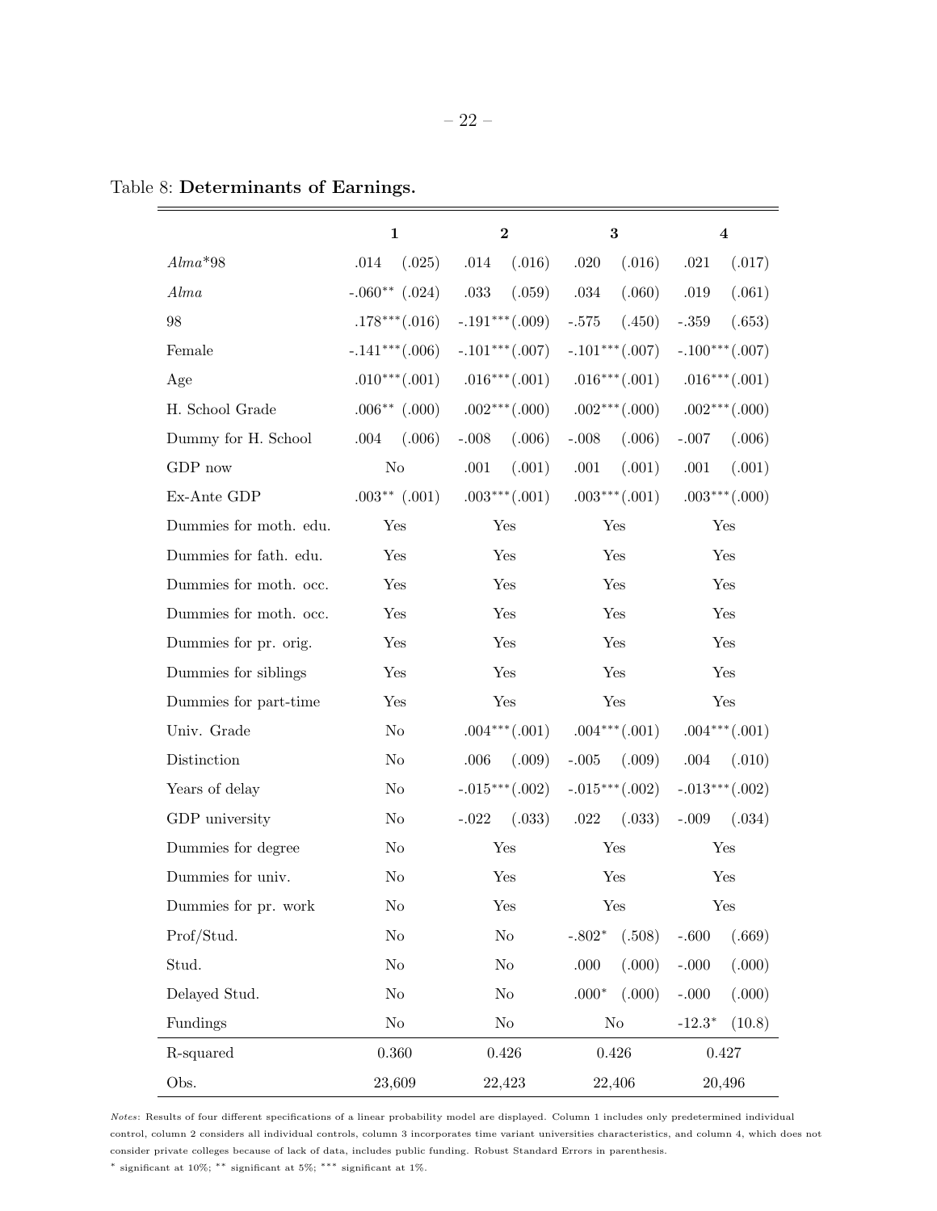Table 8: **Determinants of Earnings.**

| | **1** | **2** | **3** | **4** |
|---|---|---|---|---|
| *Alma*\*98 | .014 (.025) | .014 (.016) | .020 (.016) | .021 (.017) |
| *Alma* | -.060** (.024) | .033 (.059) | .034 (.060) | .019 (.061) |
| 98 | .178***(.016) | -.191***(.009) | -.575 (.450) | -.359 (.653) |
| Female | -.141***(.006) | -.101***(.007) | -.101***(.007) | -.100***(.007) |
| Age | .010***(.001) | .016***(.001) | .016***(.001) | .016***(.001) |
| H. School Grade | .006** (.000) | .002***(.000) | .002***(.000) | .002***(.000) |
| Dummy for H. School | .004 (.006) | -.008 (.006) | -.008 (.006) | -.007 (.006) |
| GDP now | No | .001 (.001) | .001 (.001) | .001 (.001) |
| Ex-Ante GDP | .003** (.001) | .003***(.001) | .003***(.001) | .003***(.000) |
| Dummies for moth. edu. | Yes | Yes | Yes | Yes |
| Dummies for fath. edu. | Yes | Yes | Yes | Yes |
| Dummies for moth. occ. | Yes | Yes | Yes | Yes |
| Dummies for moth. occ. | Yes | Yes | Yes | Yes |
| Dummies for pr. orig. | Yes | Yes | Yes | Yes |
| Dummies for siblings | Yes | Yes | Yes | Yes |
| Dummies for part-time | Yes | Yes | Yes | Yes |
| Univ. Grade | No | .004***(.001) | .004***(.001) | .004***(.001) |
| Distinction | No | .006 (.009) | -.005 (.009) | .004 (.010) |
| Years of delay | No | -.015***(.002) | -.015***(.002) | -.013***(.002) |
| GDP university | No | -.022 (.033) | .022 (.033) | -.009 (.034) |
| Dummies for degree | No | Yes | Yes | Yes |
| Dummies for univ. | No | Yes | Yes | Yes |
| Dummies for pr. work | No | Yes | Yes | Yes |
| Prof/Stud. | No | No | -.802* (.508) | -.600 (.669) |
| Stud. | No | No | .000 (.000) | -.000 (.000) |
| Delayed Stud. | No | No | .000* (.000) | -.000 (.000) |
| Fundings | No | No | No | -12.3* (10.8) |
| R-squared | 0.360 | 0.426 | 0.426 | 0.427 |
| Obs. | 23,609 | 22,423 | 22,406 | 20,496 |

*Notes*: Results of four different specifications of a linear probability model are displayed. Column 1 includes only predetermined individual control, column 2 considers all individual controls, column 3 incorporates time variant universities characteristics, and column 4, which does not consider private colleges because of lack of data, includes public funding. Robust Standard Errors in parenthesis.

\* significant at 10%; ** significant at 5%; *** significant at 1%.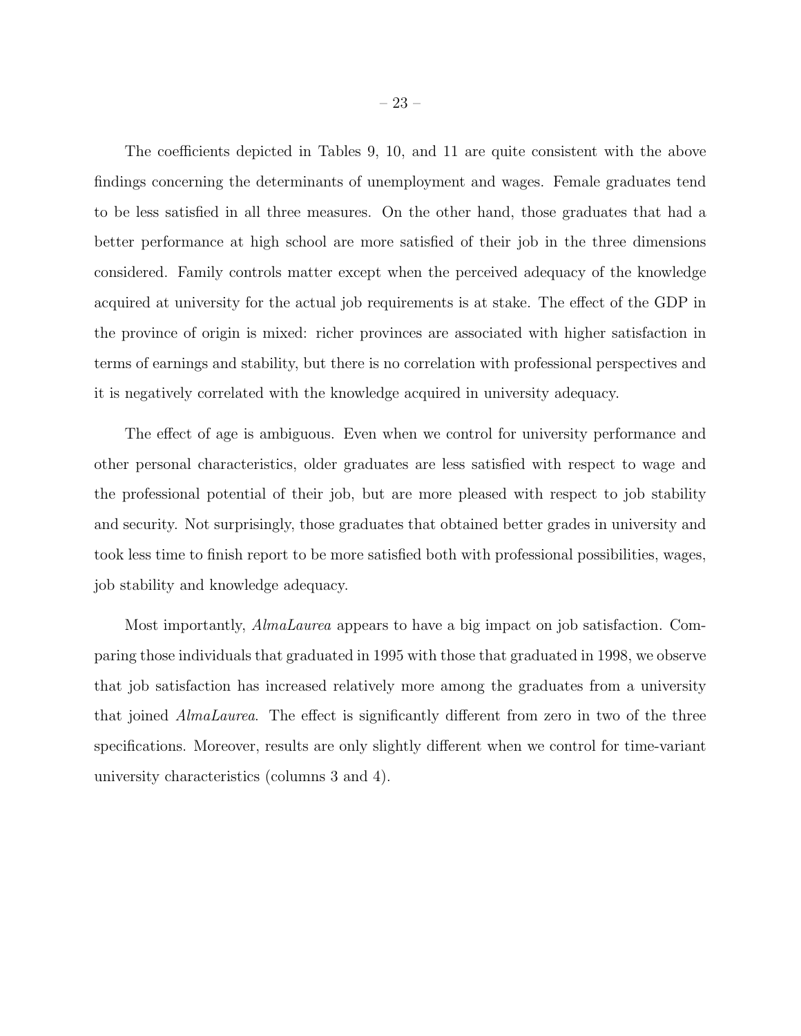The coefficients depicted in Tables 9, 10, and 11 are quite consistent with the above findings concerning the determinants of unemployment and wages. Female graduates tend to be less satisfied in all three measures. On the other hand, those graduates that had a better performance at high school are more satisfied of their job in the three dimensions considered. Family controls matter except when the perceived adequacy of the knowledge acquired at university for the actual job requirements is at stake. The effect of the GDP in the province of origin is mixed: richer provinces are associated with higher satisfaction in terms of earnings and stability, but there is no correlation with professional perspectives and it is negatively correlated with the knowledge acquired in university adequacy.

The effect of age is ambiguous. Even when we control for university performance and other personal characteristics, older graduates are less satisfied with respect to wage and the professional potential of their job, but are more pleased with respect to job stability and security. Not surprisingly, those graduates that obtained better grades in university and took less time to finish report to be more satisfied both with professional possibilities, wages, job stability and knowledge adequacy.

Most importantly, *AlmaLaurea* appears to have a big impact on job satisfaction. Comparing those individuals that graduated in 1995 with those that graduated in 1998, we observe that job satisfaction has increased relatively more among the graduates from a university that joined *AlmaLaurea*. The effect is significantly different from zero in two of the three specifications. Moreover, results are only slightly different when we control for time-variant university characteristics (columns 3 and 4).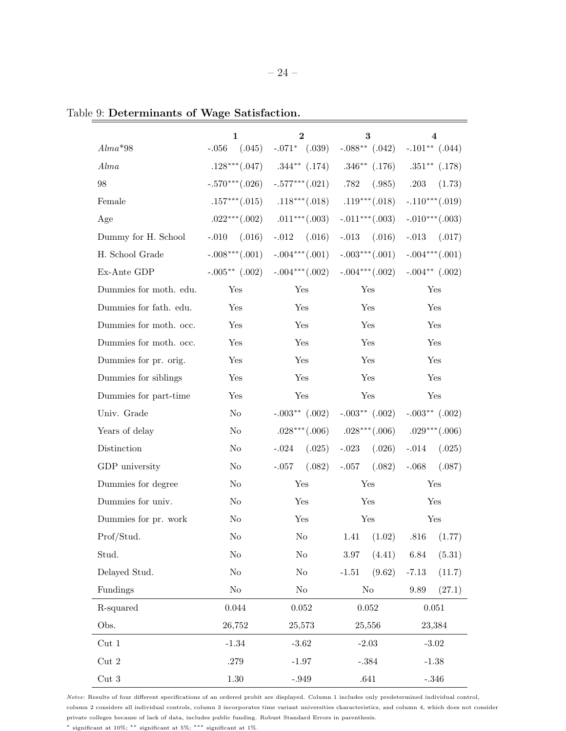Table 9: **Determinants of Wage Satisfaction.**

| | **1** | **2** | **3** | **4** |
|---|---|---|---|---|
| *Alma*\*98 | -.056 (.045) | -.071* (.039) | -.088** (.042) | -.101** (.044) |
| *Alma* | .128***(.047) | .344** (.174) | .346** (.176) | .351** (.178) |
| 98 | -.570***(.026) | -.577***(.021) | .782 (.985) | .203 (1.73) |
| Female | .157***(.015) | .118***(.018) | .119***(.018) | -.110***(.019) |
| Age | .022***(.002) | .011***(.003) | -.011***(.003) | -.010***(.003) |
| Dummy for H. School | -.010 (.016) | -.012 (.016) | -.013 (.016) | -.013 (.017) |
| H. School Grade | -.008***(.001) | -.004***(.001) | -.003***(.001) | -.004***(.001) |
| Ex-Ante GDP | -.005** (.002) | -.004***(.002) | -.004***(.002) | -.004** (.002) |
| Dummies for moth. edu. | Yes | Yes | Yes | Yes |
| Dummies for fath. edu. | Yes | Yes | Yes | Yes |
| Dummies for moth. occ. | Yes | Yes | Yes | Yes |
| Dummies for moth. occ. | Yes | Yes | Yes | Yes |
| Dummies for pr. orig. | Yes | Yes | Yes | Yes |
| Dummies for siblings | Yes | Yes | Yes | Yes |
| Dummies for part-time | Yes | Yes | Yes | Yes |
| Univ. Grade | No | -.003** (.002) | -.003** (.002) | -.003** (.002) |
| Years of delay | No | .028***(.006) | .028***(.006) | .029***(.006) |
| Distinction | No | -.024 (.025) | -.023 (.026) | -.014 (.025) |
| GDP university | No | -.057 (.082) | -.057 (.082) | -.068 (.087) |
| Dummies for degree | No | Yes | Yes | Yes |
| Dummies for univ. | No | Yes | Yes | Yes |
| Dummies for pr. work | No | Yes | Yes | Yes |
| Prof/Stud. | No | No | 1.41 (1.02) | .816 (1.77) |
| Stud. | No | No | 3.97 (4.41) | 6.84 (5.31) |
| Delayed Stud. | No | No | -1.51 (9.62) | -7.13 (11.7) |
| Fundings | No | No | No | 9.89 (27.1) |
| R-squared | 0.044 | 0.052 | 0.052 | 0.051 |
| Obs. | 26,752 | 25,573 | 25,556 | 23,384 |
| Cut 1 | -1.34 | -3.62 | -2.03 | -3.02 |
| Cut 2 | .279 | -1.97 | -.384 | -1.38 |
| Cut 3 | 1.30 | -.949 | .641 | -.346 |

*Notes:* Results of four different specifications of an ordered probit are displayed. Column 1 includes only predetermined individual control, column 2 considers all individual controls, column 3 incorporates time variant universities characteristics, and column 4, which does not consider private colleges because of lack of data, includes public funding. Robust Standard Errors in parenthesis.

\* significant at 10%; ** significant at 5%; *** significant at 1%.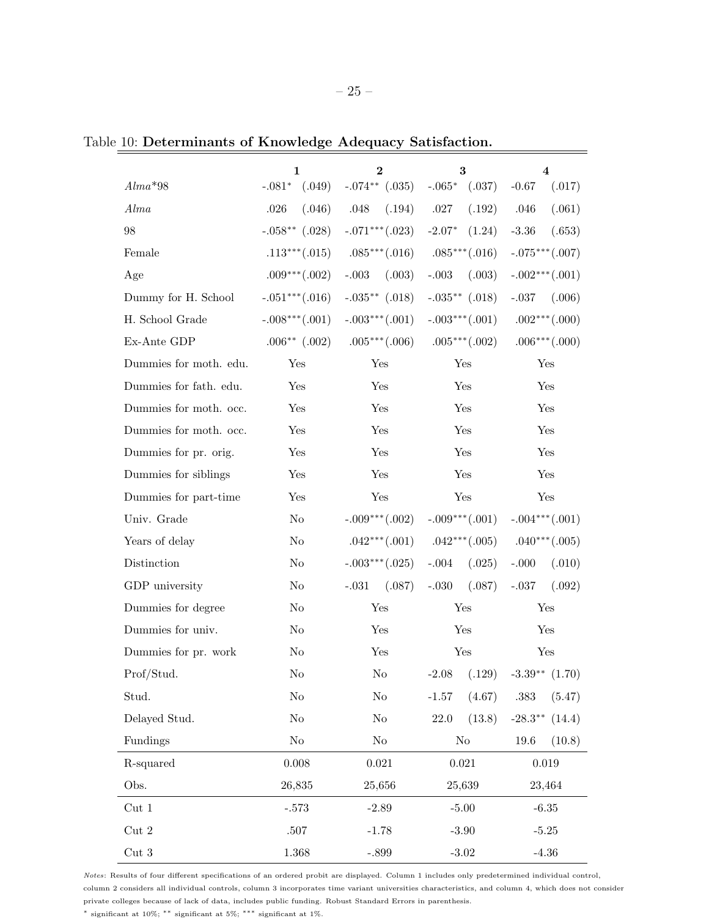Table 10: **Determinants of Knowledge Adequacy Satisfaction.**

| | **1** | **2** | **3** | **4** |
|---|---|---|---|---|
| *Alma*\*98 | -.081* (.049) | -.074** (.035) | -.065* (.037) | -0.67 (.017) |
| *Alma* | .026 (.046) | .048 (.194) | .027 (.192) | .046 (.061) |
| 98 | -.058** (.028) | -.071***(.023) | -2.07* (1.24) | -3.36 (.653) |
| Female | .113***(.015) | .085***(.016) | .085***(.016) | -.075***(.007) |
| Age | .009***(.002) | -.003 (.003) | -.003 (.003) | -.002***(.001) |
| Dummy for H. School | -.051***(.016) | -.035** (.018) | -.035** (.018) | -.037 (.006) |
| H. School Grade | -.008***(.001) | -.003***(.001) | -.003***(.001) | .002***(.000) |
| Ex-Ante GDP | .006** (.002) | .005***(.006) | .005***(.002) | .006***(.000) |
| Dummies for moth. edu. | Yes | Yes | Yes | Yes |
| Dummies for fath. edu. | Yes | Yes | Yes | Yes |
| Dummies for moth. occ. | Yes | Yes | Yes | Yes |
| Dummies for moth. occ. | Yes | Yes | Yes | Yes |
| Dummies for pr. orig. | Yes | Yes | Yes | Yes |
| Dummies for siblings | Yes | Yes | Yes | Yes |
| Dummies for part-time | Yes | Yes | Yes | Yes |
| Univ. Grade | No | -.009***(.002) | -.009***(.001) | -.004***(.001) |
| Years of delay | No | .042***(.001) | .042***(.005) | .040***(.005) |
| Distinction | No | -.003***(.025) | -.004 (.025) | -.000 (.010) |
| GDP university | No | -.031 (.087) | -.030 (.087) | -.037 (.092) |
| Dummies for degree | No | Yes | Yes | Yes |
| Dummies for univ. | No | Yes | Yes | Yes |
| Dummies for pr. work | No | Yes | Yes | Yes |
| Prof/Stud. | No | No | -2.08 (.129) | -3.39** (1.70) |
| Stud. | No | No | -1.57 (4.67) | .383 (5.47) |
| Delayed Stud. | No | No | 22.0 (13.8) | -28.3** (14.4) |
| Fundings | No | No | No | 19.6 (10.8) |
| R-squared | 0.008 | 0.021 | 0.021 | 0.019 |
| Obs. | 26,835 | 25,656 | 25,639 | 23,464 |
| Cut 1 | -.573 | -2.89 | -5.00 | -6.35 |
| Cut 2 | .507 | -1.78 | -3.90 | -5.25 |
| Cut 3 | 1.368 | -.899 | -3.02 | -4.36 |

*Notes:* Results of four different specifications of an ordered probit are displayed. Column 1 includes only predetermined individual control, column 2 considers all individual controls, column 3 incorporates time variant universities characteristics, and column 4, which does not consider private colleges because of lack of data, includes public funding. Robust Standard Errors in parenthesis.

\* significant at 10%; ** significant at 5%; *** significant at 1%.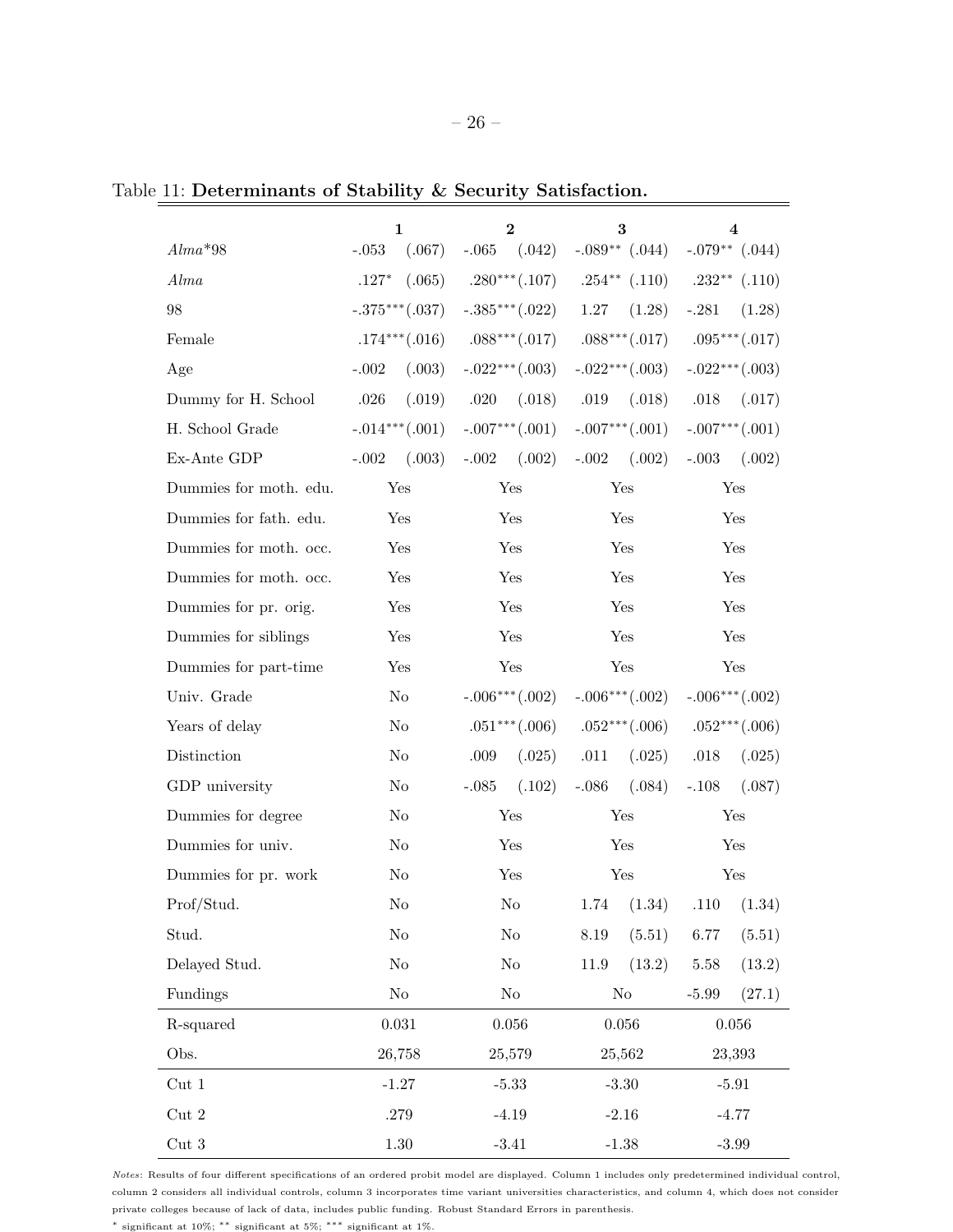Table 11: **Determinants of Stability & Security Satisfaction.**

| | **1** | **2** | **3** | **4** |
|---|---|---|---|---|
| *Alma*\*98 | -.053 (.067) | -.065 (.042) | -.089** (.044) | -.079** (.044) |
| *Alma* | .127* (.065) | .280*** (.107) | .254** (.110) | .232** (.110) |
| 98 | -.375*** (.037) | -.385*** (.022) | 1.27 (1.28) | -.281 (1.28) |
| Female | .174*** (.016) | .088*** (.017) | .088*** (.017) | .095*** (.017) |
| Age | -.002 (.003) | -.022*** (.003) | -.022*** (.003) | -.022*** (.003) |
| Dummy for H. School | .026 (.019) | .020 (.018) | .019 (.018) | .018 (.017) |
| H. School Grade | -.014*** (.001) | -.007*** (.001) | -.007*** (.001) | -.007*** (.001) |
| Ex-Ante GDP | -.002 (.003) | -.002 (.002) | -.002 (.002) | -.003 (.002) |
| Dummies for moth. edu. | Yes | Yes | Yes | Yes |
| Dummies for fath. edu. | Yes | Yes | Yes | Yes |
| Dummies for moth. occ. | Yes | Yes | Yes | Yes |
| Dummies for moth. occ. | Yes | Yes | Yes | Yes |
| Dummies for pr. orig. | Yes | Yes | Yes | Yes |
| Dummies for siblings | Yes | Yes | Yes | Yes |
| Dummies for part-time | Yes | Yes | Yes | Yes |
| Univ. Grade | No | -.006*** (.002) | -.006*** (.002) | -.006*** (.002) |
| Years of delay | No | .051*** (.006) | .052*** (.006) | .052*** (.006) |
| Distinction | No | .009 (.025) | .011 (.025) | .018 (.025) |
| GDP university | No | -.085 (.102) | -.086 (.084) | -.108 (.087) |
| Dummies for degree | No | Yes | Yes | Yes |
| Dummies for univ. | No | Yes | Yes | Yes |
| Dummies for pr. work | No | Yes | Yes | Yes |
| Prof/Stud. | No | No | 1.74 (1.34) | .110 (1.34) |
| Stud. | No | No | 8.19 (5.51) | 6.77 (5.51) |
| Delayed Stud. | No | No | 11.9 (13.2) | 5.58 (13.2) |
| Fundings | No | No | No | -5.99 (27.1) |
| R-squared | 0.031 | 0.056 | 0.056 | 0.056 |
| Obs. | 26,758 | 25,579 | 25,562 | 23,393 |
| Cut 1 | -1.27 | -5.33 | -3.30 | -5.91 |
| Cut 2 | .279 | -4.19 | -2.16 | -4.77 |
| Cut 3 | 1.30 | -3.41 | -1.38 | -3.99 |

*Notes:* Results of four different specifications of an ordered probit model are displayed. Column 1 includes only predetermined individual control, column 2 considers all individual controls, column 3 incorporates time variant universities characteristics, and column 4, which does not consider private colleges because of lack of data, includes public funding. Robust Standard Errors in parenthesis.

\* significant at 10%; ** significant at 5%; *** significant at 1%.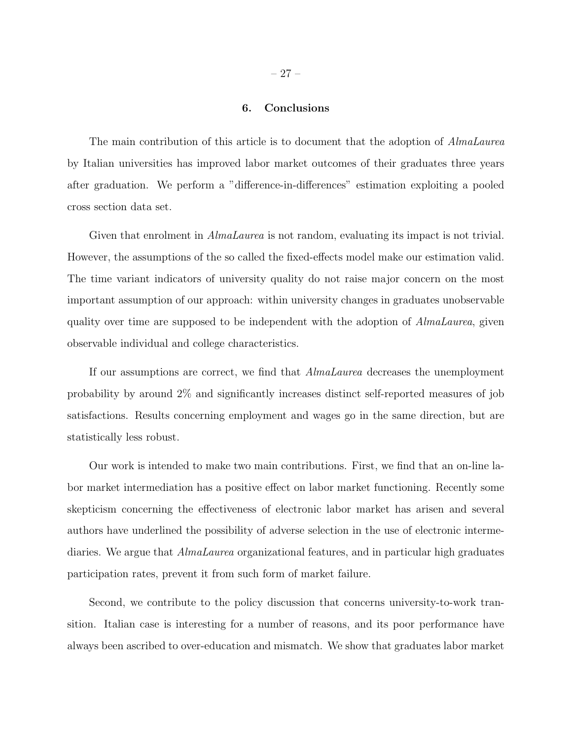## 6. Conclusions

The main contribution of this article is to document that the adoption of *AlmaLaurea* by Italian universities has improved labor market outcomes of their graduates three years after graduation. We perform a "difference-in-differences" estimation exploiting a pooled cross section data set.

Given that enrolment in *AlmaLaurea* is not random, evaluating its impact is not trivial. However, the assumptions of the so called the fixed-effects model make our estimation valid. The time variant indicators of university quality do not raise major concern on the most important assumption of our approach: within university changes in graduates unobservable quality over time are supposed to be independent with the adoption of *AlmaLaurea*, given observable individual and college characteristics.

If our assumptions are correct, we find that *AlmaLaurea* decreases the unemployment probability by around 2% and significantly increases distinct self-reported measures of job satisfactions. Results concerning employment and wages go in the same direction, but are statistically less robust.

Our work is intended to make two main contributions. First, we find that an on-line labor market intermediation has a positive effect on labor market functioning. Recently some skepticism concerning the effectiveness of electronic labor market has arisen and several authors have underlined the possibility of adverse selection in the use of electronic intermediaries. We argue that *AlmaLaurea* organizational features, and in particular high graduates participation rates, prevent it from such form of market failure.

Second, we contribute to the policy discussion that concerns university-to-work transition. Italian case is interesting for a number of reasons, and its poor performance have always been ascribed to over-education and mismatch. We show that graduates labor market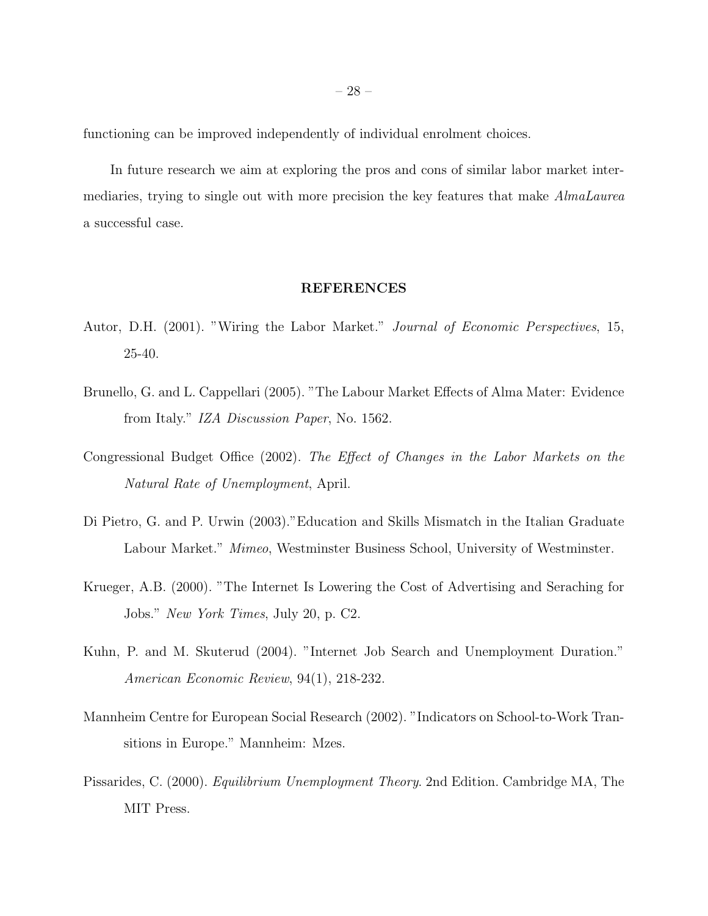functioning can be improved independently of individual enrolment choices.

In future research we aim at exploring the pros and cons of similar labor market intermediaries, trying to single out with more precision the key features that make *AlmaLaurea* a successful case.

## REFERENCES

Autor, D.H. (2001). "Wiring the Labor Market." *Journal of Economic Perspectives*, 15, 25-40.

Brunello, G. and L. Cappellari (2005). "The Labour Market Effects of Alma Mater: Evidence from Italy." *IZA Discussion Paper*, No. 1562.

Congressional Budget Office (2002). *The Effect of Changes in the Labor Markets on the Natural Rate of Unemployment*, April.

Di Pietro, G. and P. Urwin (2003)."Education and Skills Mismatch in the Italian Graduate Labour Market." *Mimeo*, Westminster Business School, University of Westminster.

Krueger, A.B. (2000). "The Internet Is Lowering the Cost of Advertising and Seraching for Jobs." *New York Times*, July 20, p. C2.

Kuhn, P. and M. Skuterud (2004). "Internet Job Search and Unemployment Duration." *American Economic Review*, 94(1), 218-232.

Mannheim Centre for European Social Research (2002). "Indicators on School-to-Work Transitions in Europe." Mannheim: Mzes.

Pissarides, C. (2000). *Equilibrium Unemployment Theory*. 2nd Edition. Cambridge MA, The MIT Press.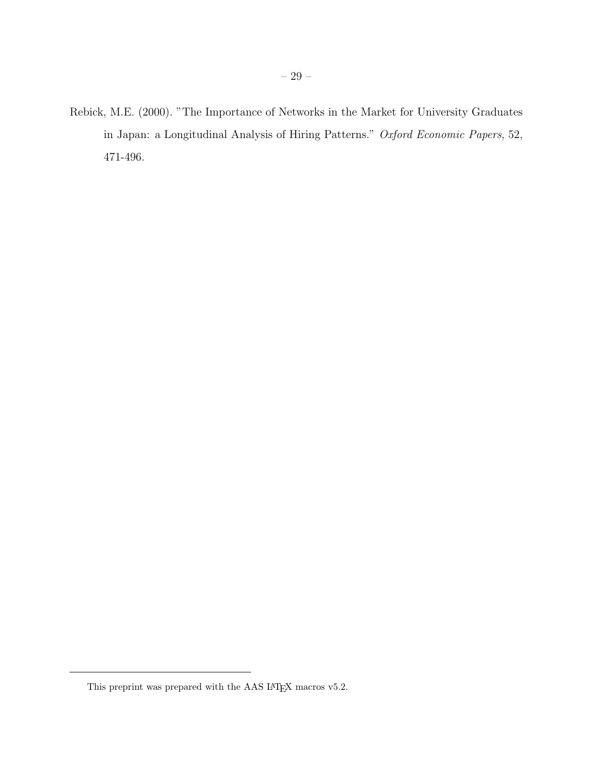Rebick, M.E. (2000). "The Importance of Networks in the Market for University Graduates in Japan: a Longitudinal Analysis of Hiring Patterns." *Oxford Economic Papers*, 52, 471-496.

---

This preprint was prepared with the AAS LaTeX macros v5.2.